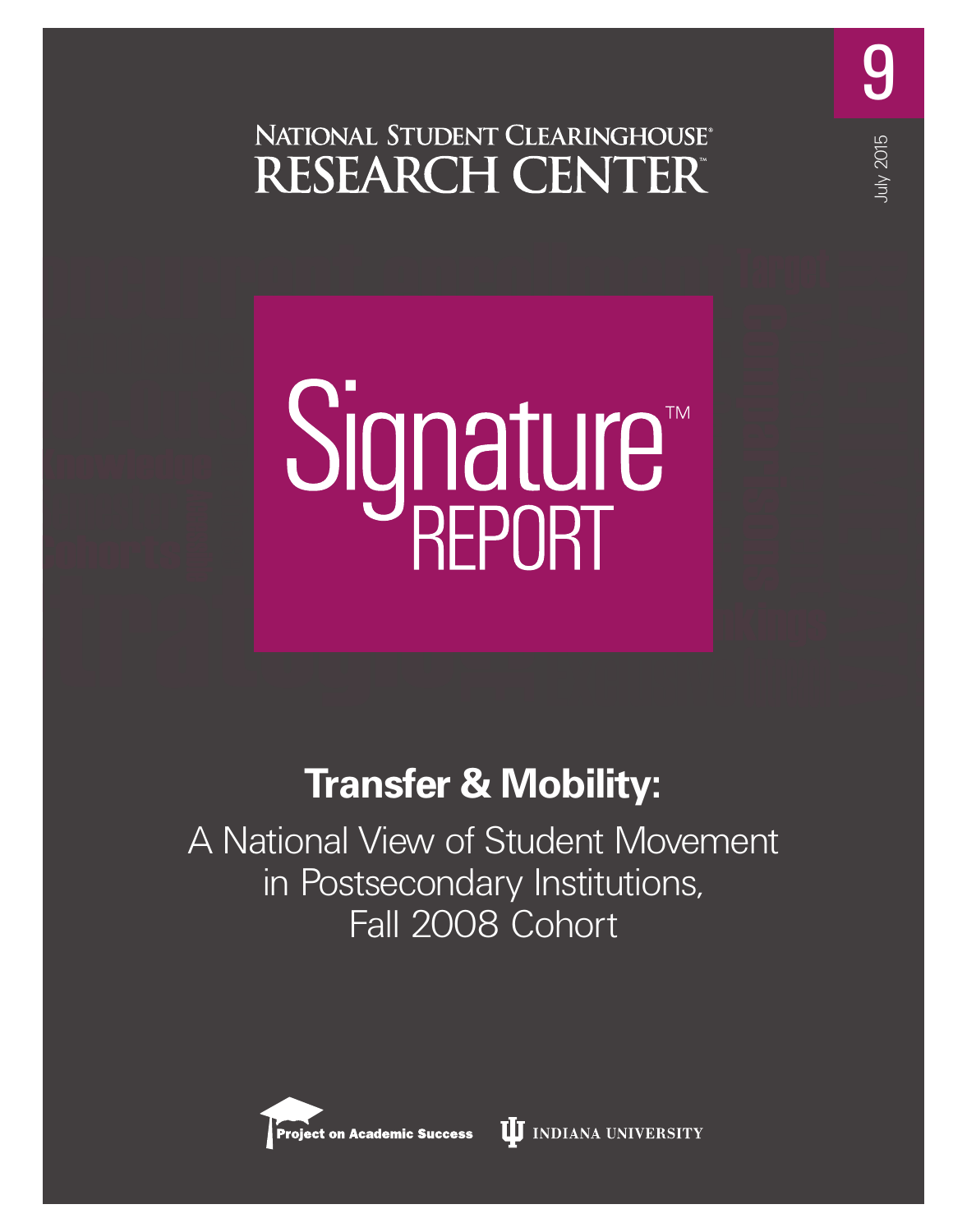9

July 2015

NATIONAL STUDENT CLEARINGHOUSE®
RESEARCH CENTER™

# Signature™ REPORT

## Transfer & Mobility:

A National View of Student Movement in Postsecondary Institutions, Fall 2008 Cohort

Project on Academic Success

INDIANA UNIVERSITY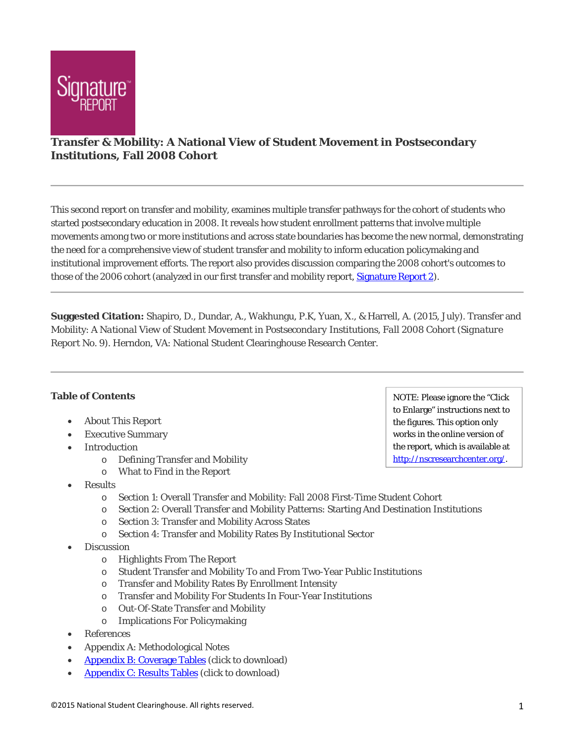Signature™ REPORT

# Transfer & Mobility: A National View of Student Movement in Postsecondary Institutions, Fall 2008 Cohort

---

This second report on transfer and mobility, examines multiple transfer pathways for the cohort of students who started postsecondary education in 2008. It reveals how student enrollment patterns that involve multiple movements among two or more institutions and across state boundaries has become the new normal, demonstrating the need for a comprehensive view of student transfer and mobility to inform education policymaking and institutional improvement efforts. The report also provides discussion comparing the 2008 cohort's outcomes to those of the 2006 cohort (analyzed in our first transfer and mobility report, Signature Report 2).

---

**Suggested Citation:** Shapiro, D., Dundar, A., Wakhungu, P.K, Yuan, X., & Harrell, A. (2015, July). Transfer and Mobility: A National View of Student Movement in Postsecondary Institutions, Fall 2008 Cohort (*Signature* Report No. 9). Herndon, VA: National Student Clearinghouse Research Center.

---

NOTE: Please ignore the "Click to Enlarge" instructions next to the figures. This option only works in the online version of the report, which is available at http://nscresearchcenter.org/.

**Table of Contents**

- About This Report
- Executive Summary
- Introduction
  - Defining Transfer and Mobility
  - What to Find in the Report
- Results
  - Section 1: Overall Transfer and Mobility: Fall 2008 First-Time Student Cohort
  - Section 2: Overall Transfer and Mobility Patterns: Starting And Destination Institutions
  - Section 3: Transfer and Mobility Across States
  - Section 4: Transfer and Mobility Rates By Institutional Sector
- Discussion
  - Highlights From The Report
  - Student Transfer and Mobility To and From Two-Year Public Institutions
  - Transfer and Mobility Rates By Enrollment Intensity
  - Transfer and Mobility For Students In Four-Year Institutions
  - Out-Of-State Transfer and Mobility
  - Implications For Policymaking
- References
- Appendix A: Methodological Notes
- Appendix B: Coverage Tables (click to download)
- Appendix C: Results Tables (click to download)

©2015 National Student Clearinghouse. All rights reserved.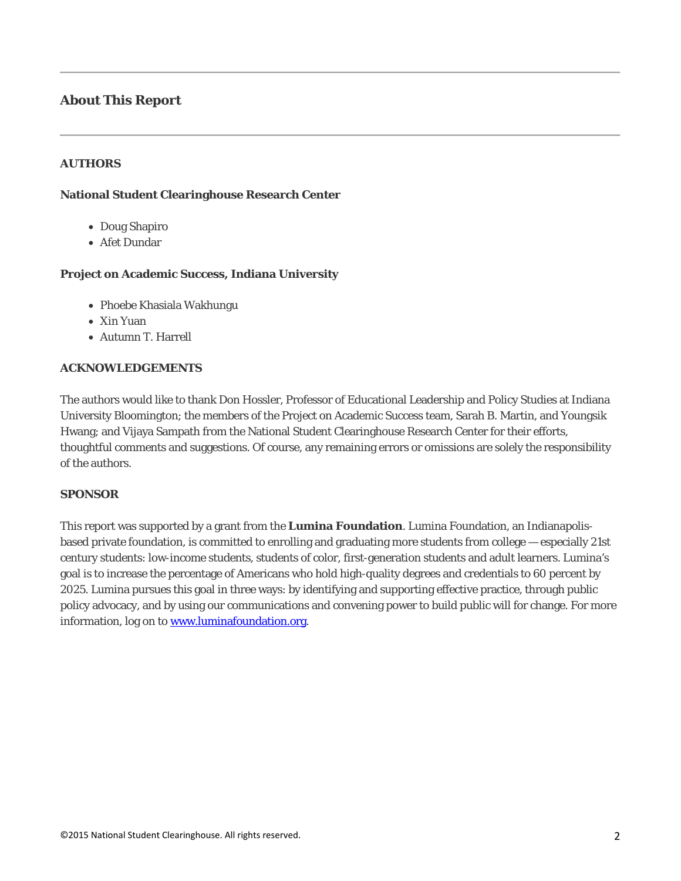## About This Report

**AUTHORS**

**National Student Clearinghouse Research Center**

- Doug Shapiro
- Afet Dundar

**Project on Academic Success, Indiana University**

- Phoebe Khasiala Wakhungu
- Xin Yuan
- Autumn T. Harrell

**ACKNOWLEDGEMENTS**

The authors would like to thank Don Hossler, Professor of Educational Leadership and Policy Studies at Indiana University Bloomington; the members of the Project on Academic Success team, Sarah B. Martin, and Youngsik Hwang; and Vijaya Sampath from the National Student Clearinghouse Research Center for their efforts, thoughtful comments and suggestions. Of course, any remaining errors or omissions are solely the responsibility of the authors.

**SPONSOR**

This report was supported by a grant from the **Lumina Foundation**. Lumina Foundation, an Indianapolis-based private foundation, is committed to enrolling and graduating more students from college — especially 21st century students: low-income students, students of color, first-generation students and adult learners. Lumina's goal is to increase the percentage of Americans who hold high-quality degrees and credentials to 60 percent by 2025. Lumina pursues this goal in three ways: by identifying and supporting effective practice, through public policy advocacy, and by using our communications and convening power to build public will for change. For more information, log on to www.luminafoundation.org.

©2015 National Student Clearinghouse. All rights reserved.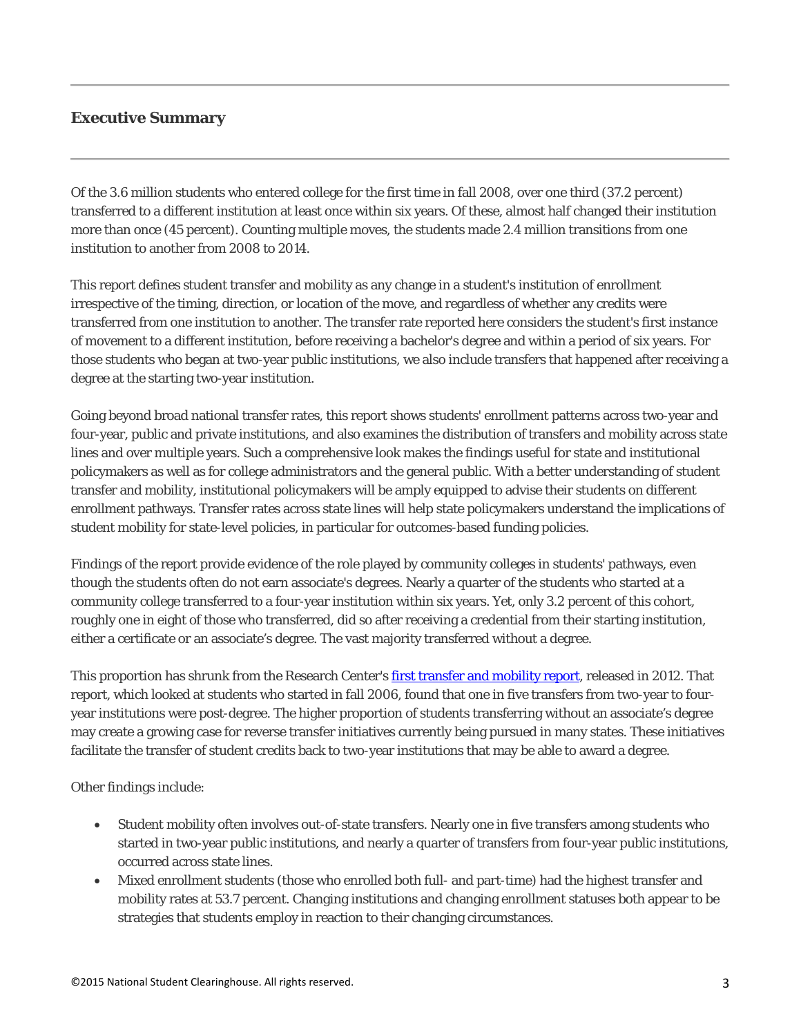## Executive Summary

Of the 3.6 million students who entered college for the first time in fall 2008, over one third (37.2 percent) transferred to a different institution at least once within six years. Of these, almost half changed their institution more than once (45 percent). Counting multiple moves, the students made 2.4 million transitions from one institution to another from 2008 to 2014.

This report defines student transfer and mobility as any change in a student's institution of enrollment irrespective of the timing, direction, or location of the move, and regardless of whether any credits were transferred from one institution to another. The transfer rate reported here considers the student's first instance of movement to a different institution, before receiving a bachelor's degree and within a period of six years. For those students who began at two-year public institutions, we also include transfers that happened after receiving a degree at the starting two-year institution.

Going beyond broad national transfer rates, this report shows students' enrollment patterns across two-year and four-year, public and private institutions, and also examines the distribution of transfers and mobility across state lines and over multiple years. Such a comprehensive look makes the findings useful for state and institutional policymakers as well as for college administrators and the general public. With a better understanding of student transfer and mobility, institutional policymakers will be amply equipped to advise their students on different enrollment pathways. Transfer rates across state lines will help state policymakers understand the implications of student mobility for state-level policies, in particular for outcomes-based funding policies.

Findings of the report provide evidence of the role played by community colleges in students' pathways, even though the students often do not earn associate's degrees. Nearly a quarter of the students who started at a community college transferred to a four-year institution within six years. Yet, only 3.2 percent of this cohort, roughly one in eight of those who transferred, did so after receiving a credential from their starting institution, either a certificate or an associate's degree. The vast majority transferred without a degree.

This proportion has shrunk from the Research Center's first transfer and mobility report, released in 2012. That report, which looked at students who started in fall 2006, found that one in five transfers from two-year to four-year institutions were post-degree. The higher proportion of students transferring without an associate's degree may create a growing case for reverse transfer initiatives currently being pursued in many states. These initiatives facilitate the transfer of student credits back to two-year institutions that may be able to award a degree.

Other findings include:

- Student mobility often involves out-of-state transfers. Nearly one in five transfers among students who started in two-year public institutions, and nearly a quarter of transfers from four-year public institutions, occurred across state lines.
- Mixed enrollment students (those who enrolled both full- and part-time) had the highest transfer and mobility rates at 53.7 percent. Changing institutions and changing enrollment statuses both appear to be strategies that students employ in reaction to their changing circumstances.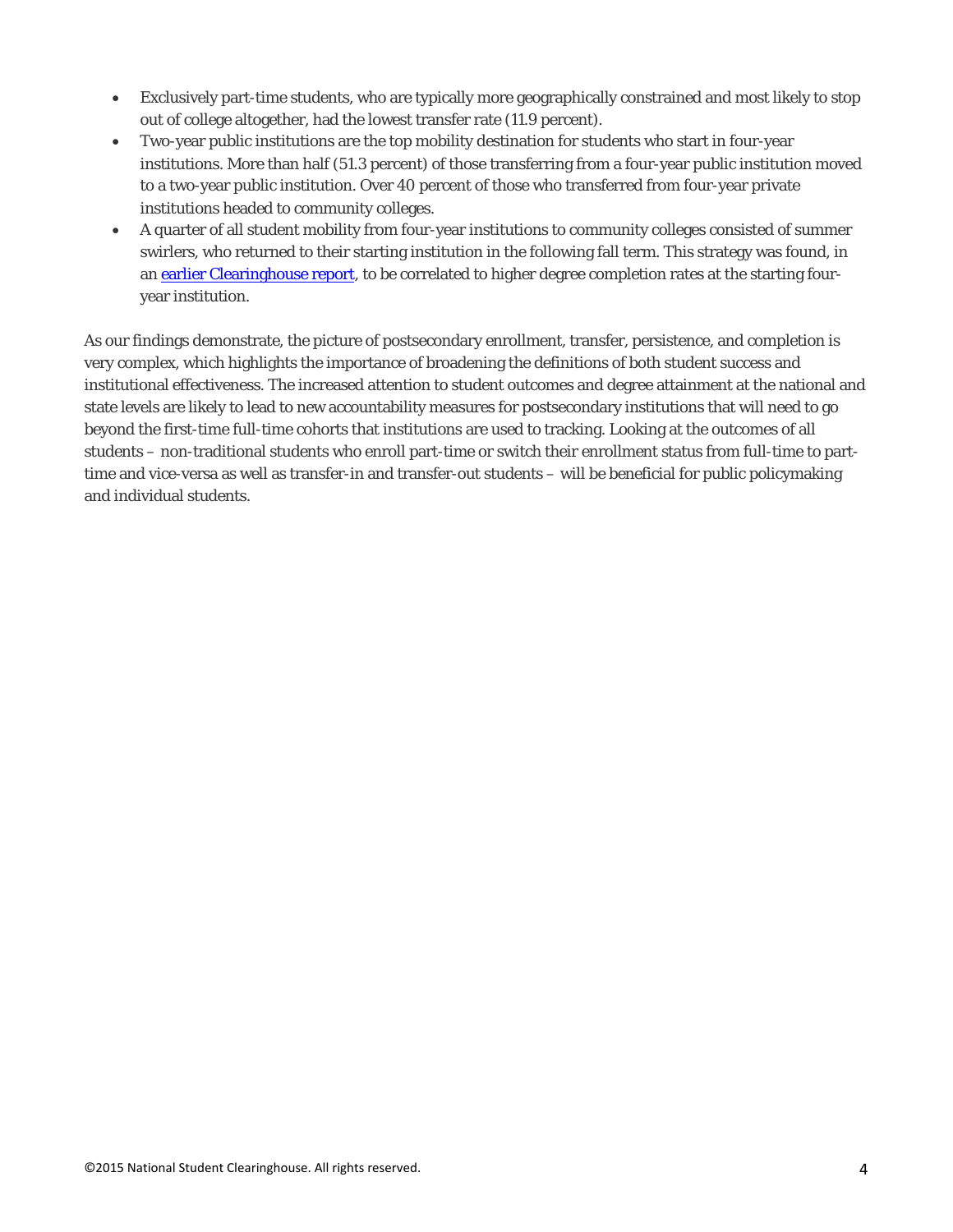- Exclusively part-time students, who are typically more geographically constrained and most likely to stop out of college altogether, had the lowest transfer rate (11.9 percent).
- Two-year public institutions are the top mobility destination for students who start in four-year institutions. More than half (51.3 percent) of those transferring from a four-year public institution moved to a two-year public institution. Over 40 percent of those who transferred from four-year private institutions headed to community colleges.
- A quarter of all student mobility from four-year institutions to community colleges consisted of summer swirlers, who returned to their starting institution in the following fall term. This strategy was found, in an earlier Clearinghouse report, to be correlated to higher degree completion rates at the starting four-year institution.

As our findings demonstrate, the picture of postsecondary enrollment, transfer, persistence, and completion is very complex, which highlights the importance of broadening the definitions of both student success and institutional effectiveness. The increased attention to student outcomes and degree attainment at the national and state levels are likely to lead to new accountability measures for postsecondary institutions that will need to go beyond the first-time full-time cohorts that institutions are used to tracking. Looking at the outcomes of all students – non-traditional students who enroll part-time or switch their enrollment status from full-time to part-time and vice-versa as well as transfer-in and transfer-out students – will be beneficial for public policymaking and individual students.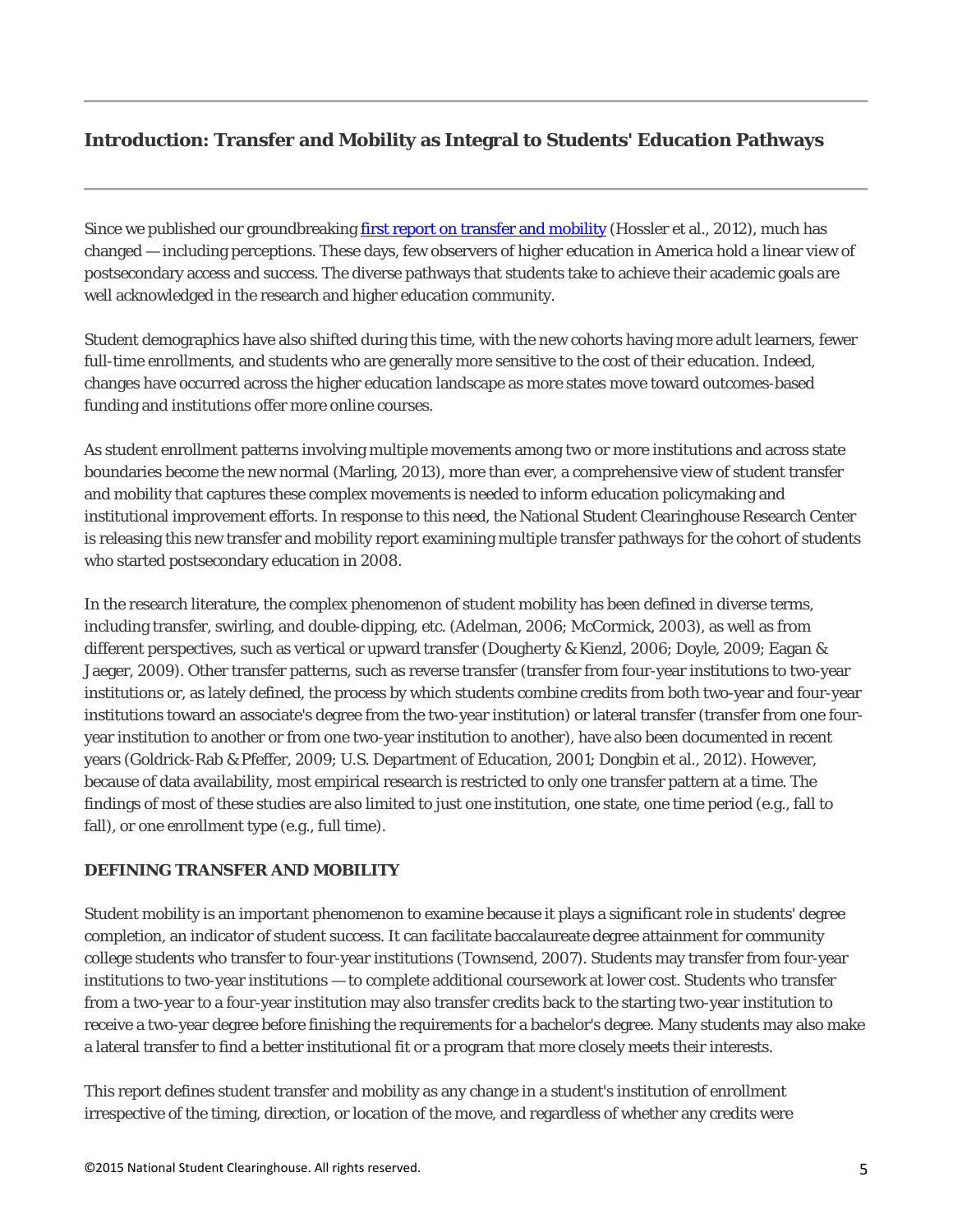## Introduction: Transfer and Mobility as Integral to Students' Education Pathways

Since we published our groundbreaking [first report on transfer and mobility](first report on transfer and mobility) (Hossler et al., 2012), much has changed — including perceptions. These days, few observers of higher education in America hold a linear view of postsecondary access and success. The diverse pathways that students take to achieve their academic goals are well acknowledged in the research and higher education community.

Student demographics have also shifted during this time, with the new cohorts having more adult learners, fewer full-time enrollments, and students who are generally more sensitive to the cost of their education. Indeed, changes have occurred across the higher education landscape as more states move toward outcomes-based funding and institutions offer more online courses.

As student enrollment patterns involving multiple movements among two or more institutions and across state boundaries become the new normal (Marling, 2013), more than ever, a comprehensive view of student transfer and mobility that captures these complex movements is needed to inform education policymaking and institutional improvement efforts. In response to this need, the National Student Clearinghouse Research Center is releasing this new transfer and mobility report examining multiple transfer pathways for the cohort of students who started postsecondary education in 2008.

In the research literature, the complex phenomenon of student mobility has been defined in diverse terms, including transfer, swirling, and double-dipping, etc. (Adelman, 2006; McCormick, 2003), as well as from different perspectives, such as vertical or upward transfer (Dougherty & Kienzl, 2006; Doyle, 2009; Eagan & Jaeger, 2009). Other transfer patterns, such as reverse transfer (transfer from four-year institutions to two-year institutions or, as lately defined, the process by which students combine credits from both two-year and four-year institutions toward an associate's degree from the two-year institution) or lateral transfer (transfer from one four-year institution to another or from one two-year institution to another), have also been documented in recent years (Goldrick-Rab & Pfeffer, 2009; U.S. Department of Education, 2001; Dongbin et al., 2012). However, because of data availability, most empirical research is restricted to only one transfer pattern at a time. The findings of most of these studies are also limited to just one institution, one state, one time period (e.g., fall to fall), or one enrollment type (e.g., full time).

### DEFINING TRANSFER AND MOBILITY

Student mobility is an important phenomenon to examine because it plays a significant role in students' degree completion, an indicator of student success. It can facilitate baccalaureate degree attainment for community college students who transfer to four-year institutions (Townsend, 2007). Students may transfer from four-year institutions to two-year institutions — to complete additional coursework at lower cost. Students who transfer from a two-year to a four-year institution may also transfer credits back to the starting two-year institution to receive a two-year degree before finishing the requirements for a bachelor's degree. Many students may also make a lateral transfer to find a better institutional fit or a program that more closely meets their interests.

This report defines student transfer and mobility as any change in a student's institution of enrollment irrespective of the timing, direction, or location of the move, and regardless of whether any credits were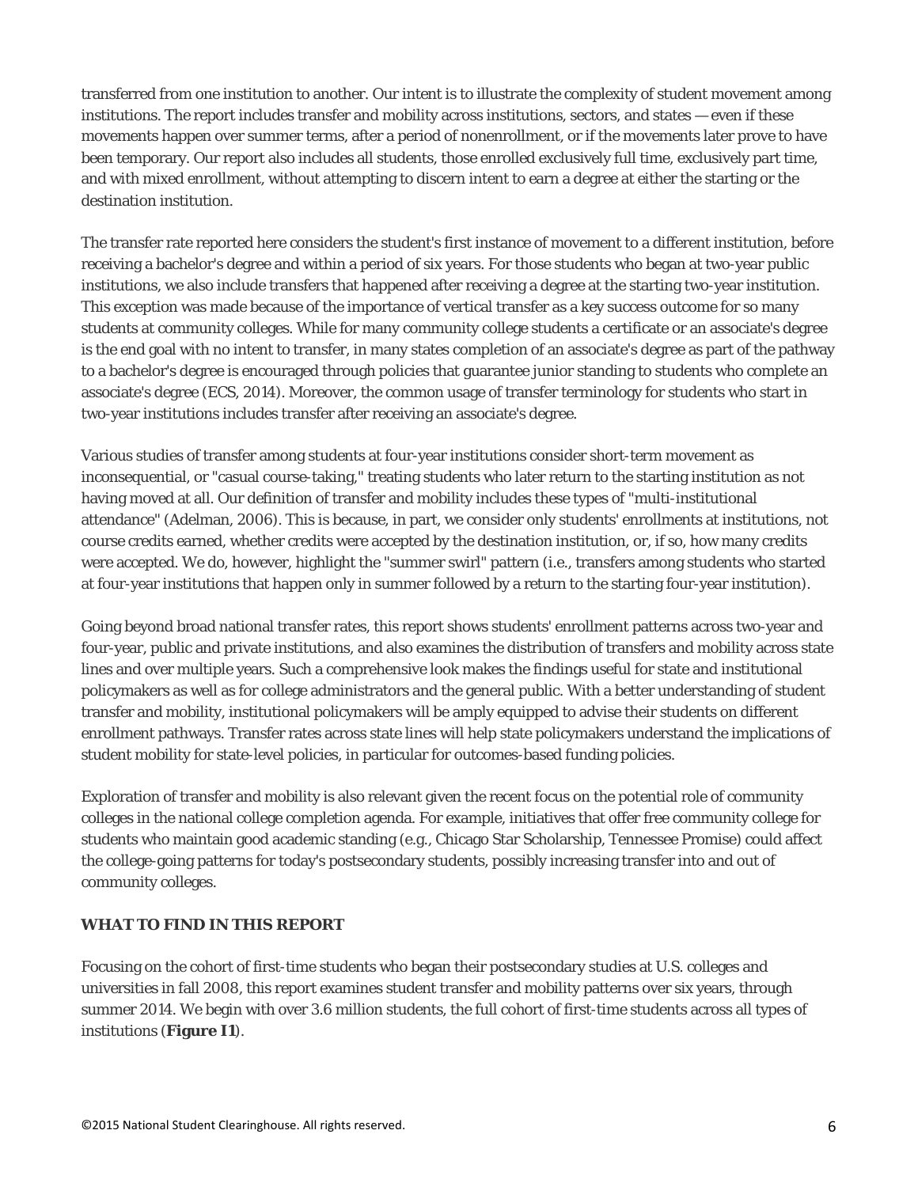transferred from one institution to another. Our intent is to illustrate the complexity of student movement among institutions. The report includes transfer and mobility across institutions, sectors, and states — even if these movements happen over summer terms, after a period of nonenrollment, or if the movements later prove to have been temporary. Our report also includes all students, those enrolled exclusively full time, exclusively part time, and with mixed enrollment, without attempting to discern intent to earn a degree at either the starting or the destination institution.

The transfer rate reported here considers the student's first instance of movement to a different institution, before receiving a bachelor's degree and within a period of six years. For those students who began at two-year public institutions, we also include transfers that happened after receiving a degree at the starting two-year institution. This exception was made because of the importance of vertical transfer as a key success outcome for so many students at community colleges. While for many community college students a certificate or an associate's degree is the end goal with no intent to transfer, in many states completion of an associate's degree as part of the pathway to a bachelor's degree is encouraged through policies that guarantee junior standing to students who complete an associate's degree (ECS, 2014). Moreover, the common usage of transfer terminology for students who start in two-year institutions includes transfer after receiving an associate's degree.

Various studies of transfer among students at four-year institutions consider short-term movement as inconsequential, or "casual course-taking," treating students who later return to the starting institution as not having moved at all. Our definition of transfer and mobility includes these types of "multi-institutional attendance" (Adelman, 2006). This is because, in part, we consider only students' enrollments at institutions, not course credits earned, whether credits were accepted by the destination institution, or, if so, how many credits were accepted. We do, however, highlight the "summer swirl" pattern (i.e., transfers among students who started at four-year institutions that happen only in summer followed by a return to the starting four-year institution).

Going beyond broad national transfer rates, this report shows students' enrollment patterns across two-year and four-year, public and private institutions, and also examines the distribution of transfers and mobility across state lines and over multiple years. Such a comprehensive look makes the findings useful for state and institutional policymakers as well as for college administrators and the general public. With a better understanding of student transfer and mobility, institutional policymakers will be amply equipped to advise their students on different enrollment pathways. Transfer rates across state lines will help state policymakers understand the implications of student mobility for state-level policies, in particular for outcomes-based funding policies.

Exploration of transfer and mobility is also relevant given the recent focus on the potential role of community colleges in the national college completion agenda. For example, initiatives that offer free community college for students who maintain good academic standing (e.g., Chicago Star Scholarship, Tennessee Promise) could affect the college-going patterns for today's postsecondary students, possibly increasing transfer into and out of community colleges.

### WHAT TO FIND IN THIS REPORT

Focusing on the cohort of first-time students who began their postsecondary studies at U.S. colleges and universities in fall 2008, this report examines student transfer and mobility patterns over six years, through summer 2014. We begin with over 3.6 million students, the full cohort of first-time students across all types of institutions (**Figure I1**).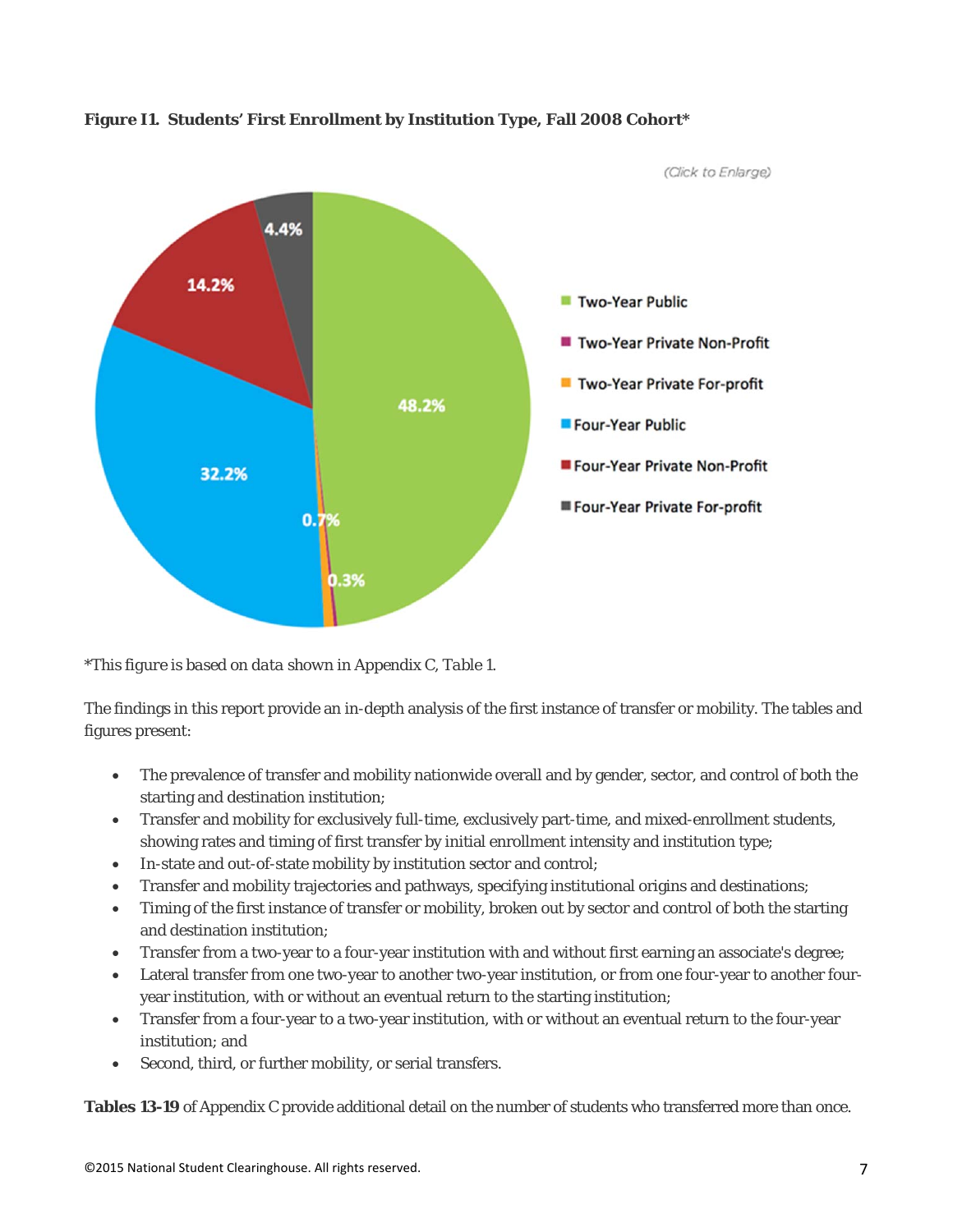**Figure I1. Students' First Enrollment by Institution Type, Fall 2008 Cohort***

*This figure is based on data shown in Appendix C, Table 1.

The findings in this report provide an in-depth analysis of the first instance of transfer or mobility. The tables and figures present:

- The prevalence of transfer and mobility nationwide overall and by gender, sector, and control of both the starting and destination institution;
- Transfer and mobility for exclusively full-time, exclusively part-time, and mixed-enrollment students, showing rates and timing of first transfer by initial enrollment intensity and institution type;
- In-state and out-of-state mobility by institution sector and control;
- Transfer and mobility trajectories and pathways, specifying institutional origins and destinations;
- Timing of the first instance of transfer or mobility, broken out by sector and control of both the starting and the destination institution;
- Transfer from a two-year to a four-year institution with and without first earning an associate's degree;
- Lateral transfer from one two-year to another two-year institution, or from one four-year to another four-year institution, with or without an eventual return to the starting institution;
- Transfer from a four-year to a two-year institution, with or without an eventual return to the four-year institution; and
- Second, third, or further mobility, or serial transfers.

**Tables 13-19** of Appendix C provide additional detail on the number of students who transferred more than once.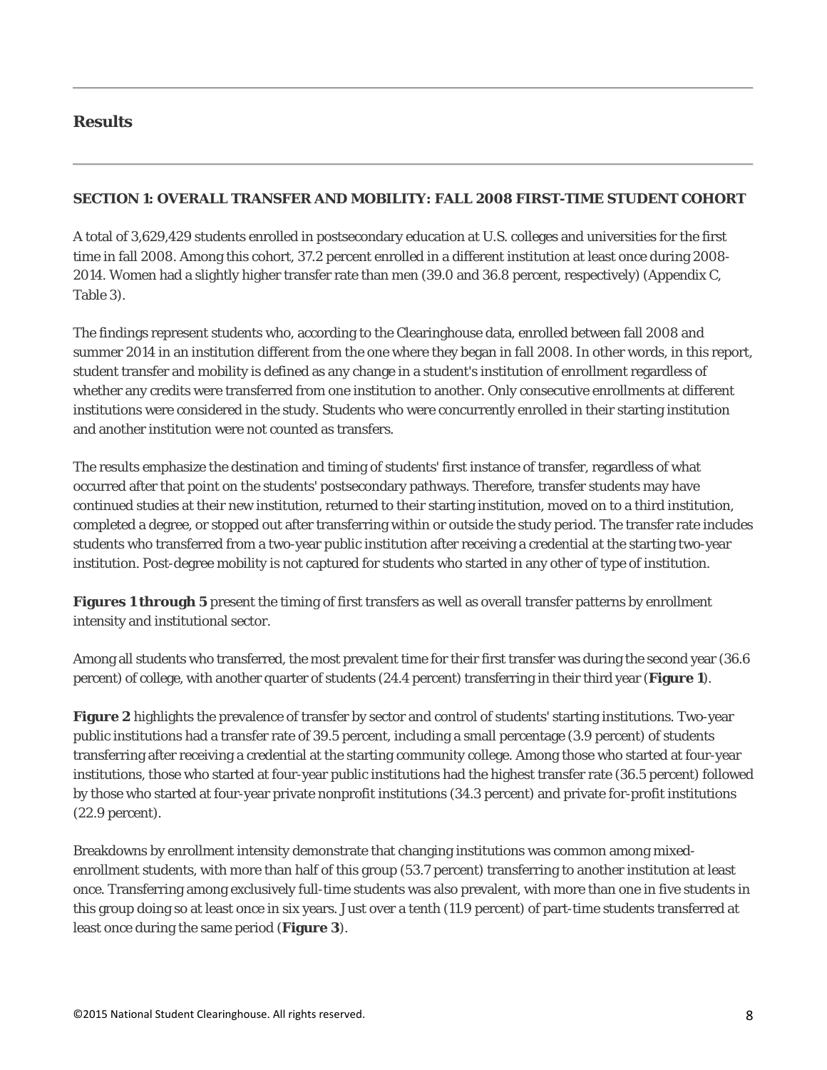## Results

### SECTION 1: OVERALL TRANSFER AND MOBILITY: FALL 2008 FIRST-TIME STUDENT COHORT

A total of 3,629,429 students enrolled in postsecondary education at U.S. colleges and universities for the first time in fall 2008. Among this cohort, 37.2 percent enrolled in a different institution at least once during 2008-2014. Women had a slightly higher transfer rate than men (39.0 and 36.8 percent, respectively) (Appendix C, Table 3).

The findings represent students who, according to the Clearinghouse data, enrolled between fall 2008 and summer 2014 in an institution different from the one where they began in fall 2008. In other words, in this report, student transfer and mobility is defined as any change in a student's institution of enrollment regardless of whether any credits were transferred from one institution to another. Only consecutive enrollments at different institutions were considered in the study. Students who were concurrently enrolled in their starting institution and another institution were not counted as transfers.

The results emphasize the destination and timing of students' first instance of transfer, regardless of what occurred after that point on the students' postsecondary pathways. Therefore, transfer students may have continued studies at their new institution, returned to their starting institution, moved on to a third institution, completed a degree, or stopped out after transferring within or outside the study period. The transfer rate includes students who transferred from a two-year public institution after receiving a credential at the starting two-year institution. Post-degree mobility is not captured for students who started in any other of type of institution.

**Figures 1 through 5** present the timing of first transfers as well as overall transfer patterns by enrollment intensity and institutional sector.

Among all students who transferred, the most prevalent time for their first transfer was during the second year (36.6 percent) of college, with another quarter of students (24.4 percent) transferring in their third year (**Figure 1**).

**Figure 2** highlights the prevalence of transfer by sector and control of students' starting institutions. Two-year public institutions had a transfer rate of 39.5 percent, including a small percentage (3.9 percent) of students transferring after receiving a credential at the starting community college. Among those who started at four-year institutions, those who started at four-year public institutions had the highest transfer rate (36.5 percent) followed by those who started at four-year private nonprofit institutions (34.3 percent) and private for-profit institutions (22.9 percent).

Breakdowns by enrollment intensity demonstrate that changing institutions was common among mixed-enrollment students, with more than half of this group (53.7 percent) transferring to another institution at least once. Transferring among exclusively full-time students was also prevalent, with more than one in five students in this group doing so at least once in six years. Just over a tenth (11.9 percent) of part-time students transferred at least once during the same period (**Figure 3**).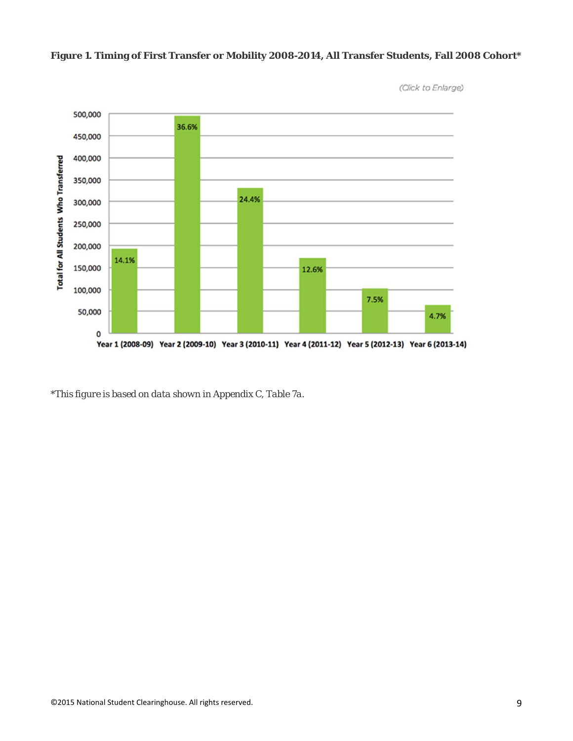**Figure 1. Timing of First Transfer or Mobility 2008-2014, All Transfer Students, Fall 2008 Cohort***

(Click to Enlarge)

Total for All Students Who Transferred

500,000
450,000
400,000
350,000
300,000
250,000
200,000
150,000
100,000
50,000
0

14.1%
36.6%
24.4%
12.6%
7.5%
4.7%

Year 1 (2008-09) Year 2 (2009-10) Year 3 (2010-11) Year 4 (2011-12) Year 5 (2012-13) Year 6 (2013-14)

*This figure is based on data shown in Appendix C, Table 7a.

©2015 National Student Clearinghouse. All rights reserved.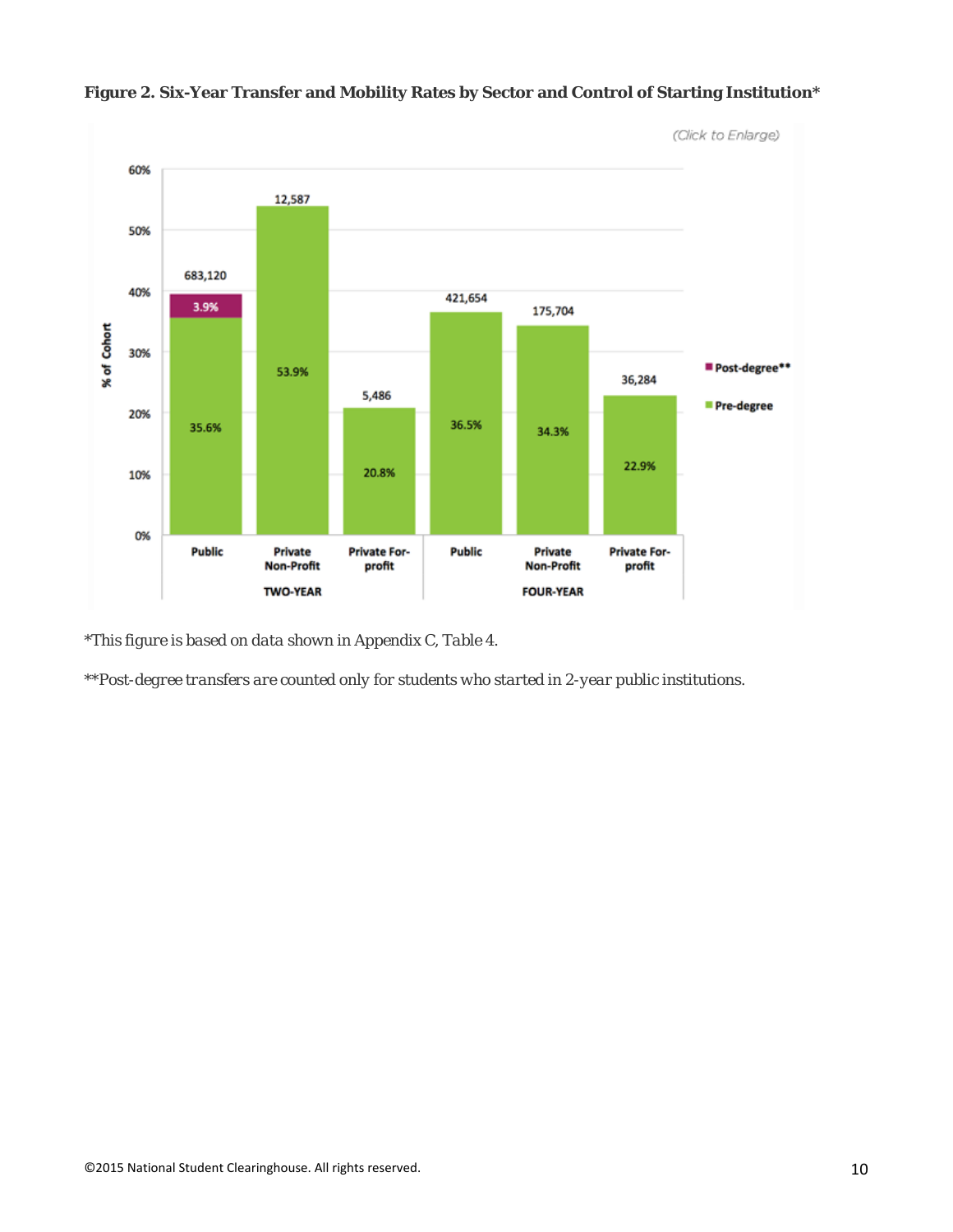**Figure 2. Six-Year Transfer and Mobility Rates by Sector and Control of Starting Institution***

(Click to Enlarge)

% of Cohort

60%
50%
40%
30%
20%
10%
0%

683,120
3.9%
35.6%
Public

12,587
53.9%
Private Non-Profit

5,486
20.8%
Private For-profit

TWO-YEAR

421,654
36.5%
Public

175,704
34.3%
Private Non-Profit

36,284
22.9%
Private For-profit

FOUR-YEAR

Post-degree**
Pre-degree

*This figure is based on data shown in Appendix C, Table 4.

*\*\*Post-degree transfers are counted only for students who started in 2-year public institutions.*

©2015 National Student Clearinghouse. All rights reserved.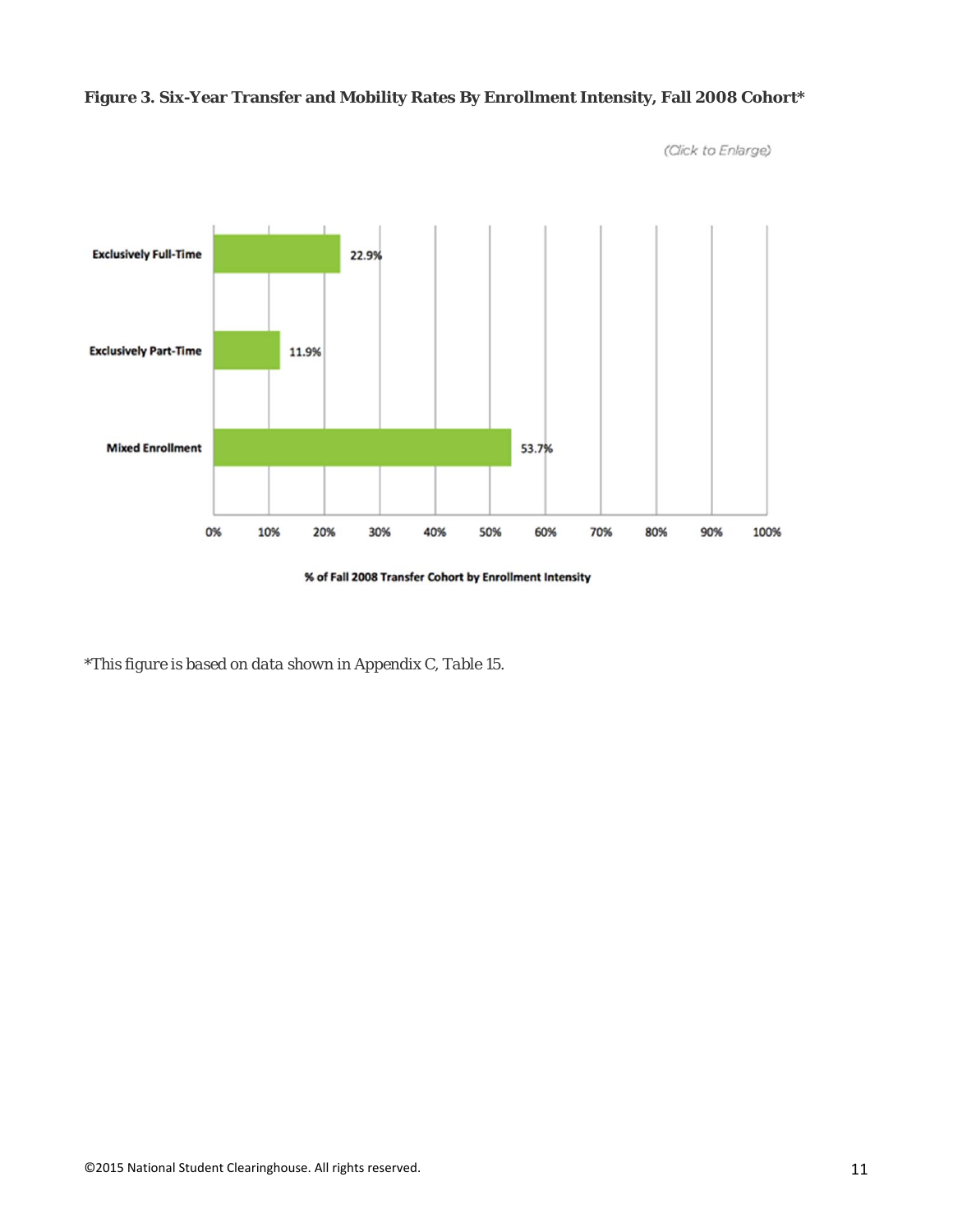**Figure 3. Six-Year Transfer and Mobility Rates By Enrollment Intensity, Fall 2008 Cohort***

(Click to Enlarge)

Exclusively Full-Time

22.9%

Exclusively Part-Time

11.9%

Mixed Enrollment

53.7%

0% 10% 20% 30% 40% 50% 60% 70% 80% 90% 100%

% of Fall 2008 Transfer Cohort by Enrollment Intensity

*This figure is based on data shown in Appendix C, Table 15.

©2015 National Student Clearinghouse. All rights reserved.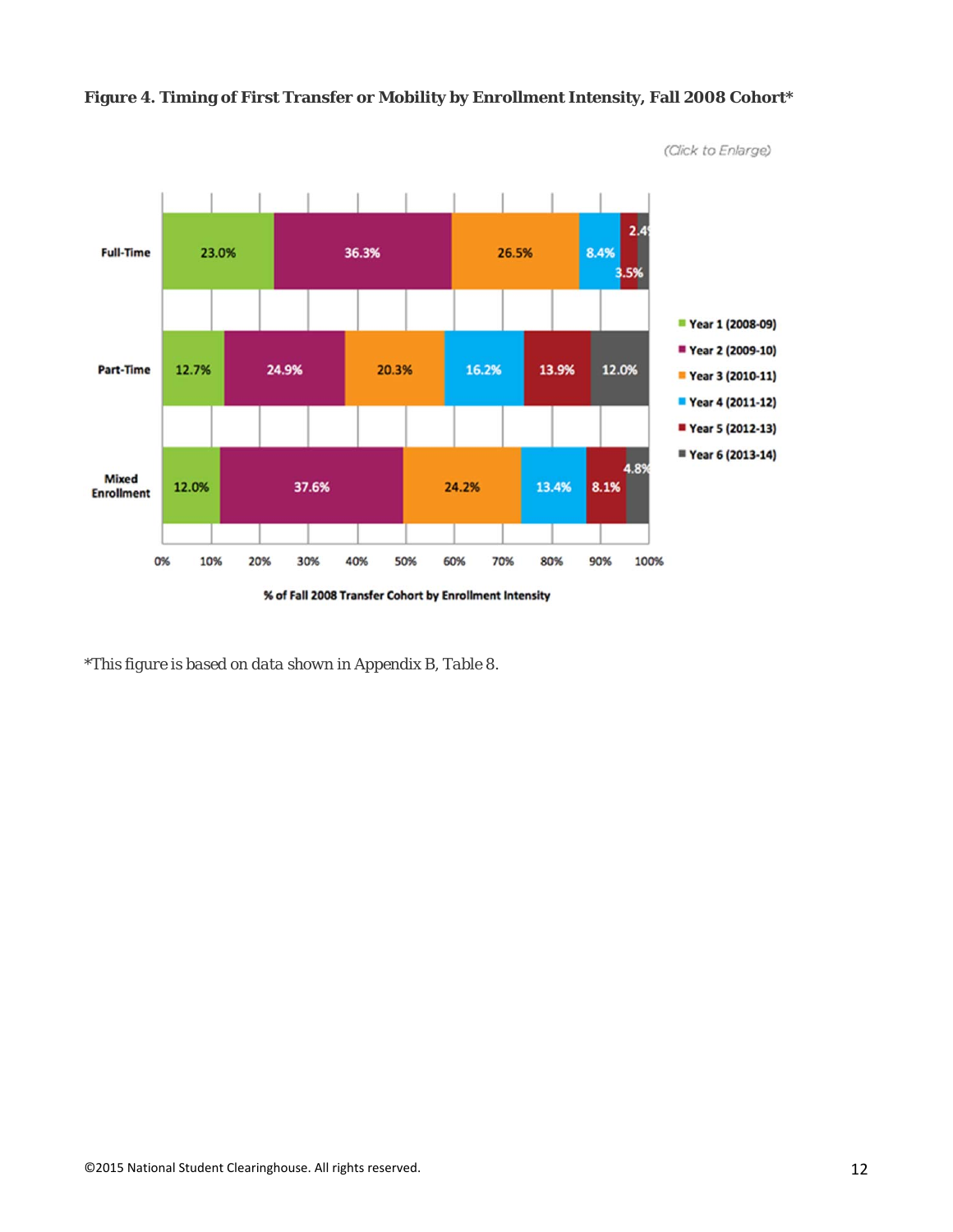**Figure 4. Timing of First Transfer or Mobility by Enrollment Intensity, Fall 2008 Cohort***

(Click to Enlarge)

Full-Time: 23.0% | 36.3% | 26.5% | 8.4% | 3.5% | 2.4%

Part-Time: 12.7% | 24.9% | 20.3% | 16.2% | 13.9% | 12.0%

Mixed Enrollment: 12.0% | 37.6% | 24.2% | 13.4% | 8.1% | 4.8%

0% 10% 20% 30% 40% 50% 60% 70% 80% 90% 100%

% of Fall 2008 Transfer Cohort by Enrollment Intensity

Year 1 (2008-09)
Year 2 (2009-10)
Year 3 (2010-11)
Year 4 (2011-12)
Year 5 (2012-13)
Year 6 (2013-14)

*This figure is based on data shown in Appendix B, Table 8.

©2015 National Student Clearinghouse. All rights reserved.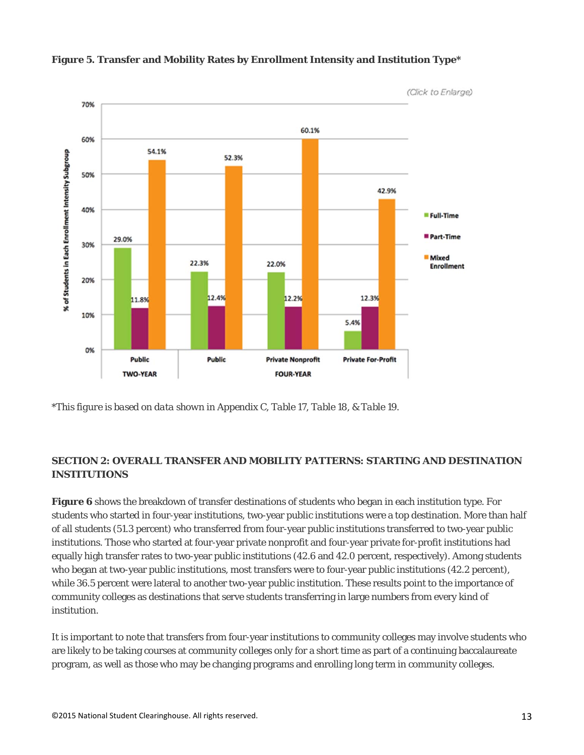**Figure 5. Transfer and Mobility Rates by Enrollment Intensity and Institution Type***

(Click to Enlarge)

% of Students in Each Enrollment Intensity Subgroup

70%
60%
50%
40%
30%
20%
10%
0%

Full-Time
Part-Time
Mixed Enrollment

TWO-YEAR: Public — 29.0%, 11.8%, 54.1%

FOUR-YEAR: Public — 22.3%, 12.4%, 52.3%

FOUR-YEAR: Private Nonprofit — 22.0%, 12.2%, 60.1%

FOUR-YEAR: Private For-Profit — 5.4%, 12.3%, 42.9%

*This figure is based on data shown in Appendix C, Table 17, Table 18, & Table 19.*

## SECTION 2: OVERALL TRANSFER AND MOBILITY PATTERNS: STARTING AND DESTINATION INSTITUTIONS

**Figure 6** shows the breakdown of transfer destinations of students who began in each institution type. For students who started in four-year institutions, two-year public institutions were a top destination. More than half of all students (51.3 percent) who transferred from four-year public institutions transferred to two-year public institutions. Those who started at four-year private nonprofit and four-year private for-profit institutions had equally high transfer rates to two-year public institutions (42.6 and 42.0 percent, respectively). Among students who began at two-year public institutions, most transfers were to four-year public institutions (42.2 percent), while 36.5 percent were lateral to another two-year public institution. These results point to the importance of community colleges as destinations that serve students transferring in large numbers from every kind of institution.

It is important to note that transfers from four-year institutions to community colleges may involve students who are likely to be taking courses at community colleges only for a short time as part of a continuing baccalaureate program, as well as those who may be changing programs and enrolling long term in community colleges.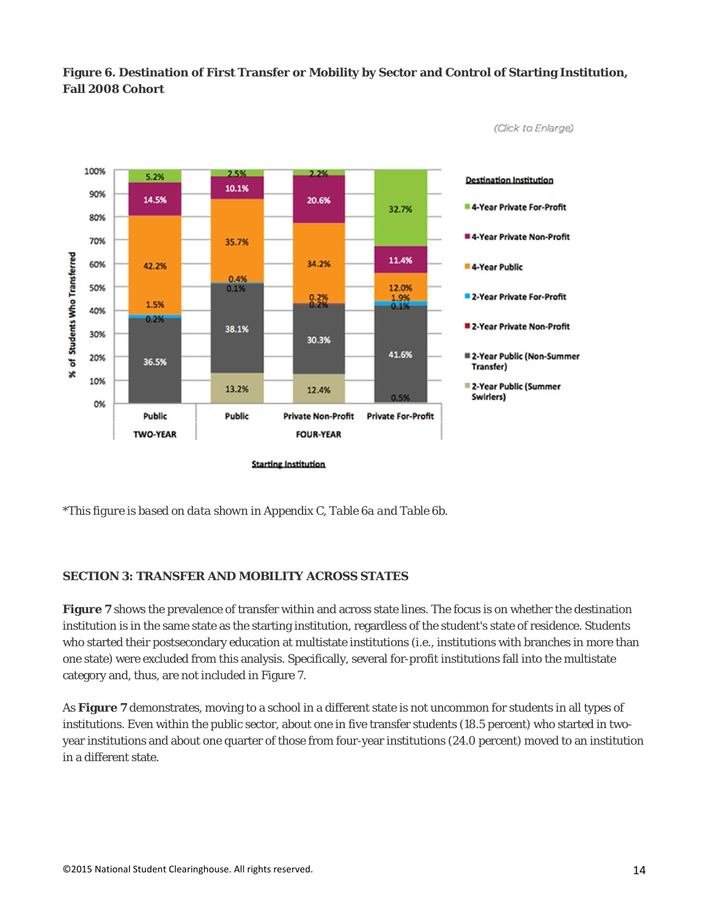**Figure 6. Destination of First Transfer or Mobility by Sector and Control of Starting Institution, Fall 2008 Cohort**

(Click to Enlarge)

100%
90%
80%
70%
60%
50%
40%
30%
20%
10%
0%

% of Students Who Transferred

5.2%
14.5%
42.2%
1.5%
0.2%
36.5%

2.5%
10.1%
35.7%
0.4%
0.1%
38.1%
13.2%

2.2%
20.6%
34.2%
0.2%
0.2%
30.3%
12.4%

32.7%
11.4%
12.0%
1.9%
0.1%
41.6%
0.5%

Public
TWO-YEAR

Public
Private Non-Profit
Private For-Profit
FOUR-YEAR

Starting Institution

Destination Institution
4-Year Private For-Profit
4-Year Private Non-Profit
4-Year Public
2-Year Private For-Profit
2-Year Private Non-Profit
2-Year Public (Non-Summer Transfer)
2-Year Public (Summer Swirlers)

*This figure is based on data shown in Appendix C, Table 6a and Table 6b.

## SECTION 3: TRANSFER AND MOBILITY ACROSS STATES

**Figure 7** shows the prevalence of transfer within and across state lines. The focus is on whether the destination institution is in the same state as the starting institution, regardless of the student's state of residence. Students who started their postsecondary education at multistate institutions (i.e., institutions with branches in more than one state) were excluded from this analysis. Specifically, several for-profit institutions fall into the multistate category and, thus, are not included in Figure 7.

As **Figure 7** demonstrates, moving to a school in a different state is not uncommon for students in all types of institutions. Even within the public sector, about one in five transfer students (18.5 percent) who started in two-year institutions and about one quarter of those from four-year institutions (24.0 percent) moved to an institution in a different state.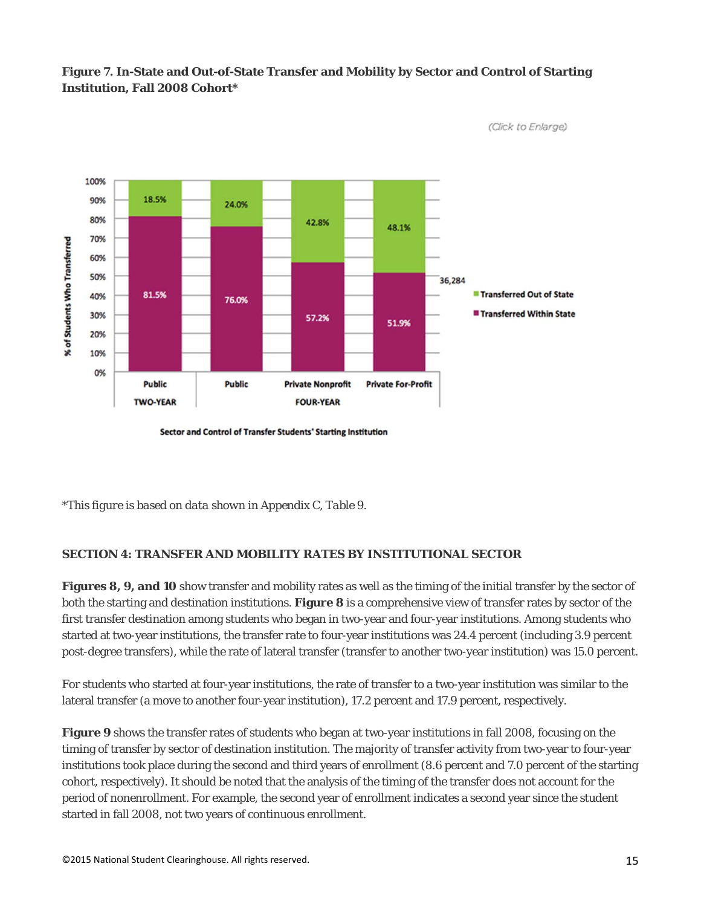**Figure 7. In-State and Out-of-State Transfer and Mobility by Sector and Control of Starting Institution, Fall 2008 Cohort***

(Click to Enlarge)

100%
90%
80%
70%
60%
50%
40%
30%
20%
10%
0%

% of Students Who Transferred

18.5%
81.5%
24.0%
76.0%
42.8%
57.2%
48.1%
51.9%

36,284

Transferred Out of State
Transferred Within State

Public
TWO-YEAR
Public
Private Nonprofit
Private For-Profit
FOUR-YEAR

Sector and Control of Transfer Students' Starting Institution

*This figure is based on data shown in Appendix C, Table 9.

## SECTION 4: TRANSFER AND MOBILITY RATES BY INSTITUTIONAL SECTOR

**Figures 8, 9, and 10** show transfer and mobility rates as well as the timing of the initial transfer by the sector of both the starting and destination institutions. **Figure 8** is a comprehensive view of transfer rates by sector of the first transfer destination among students who began in two-year and four-year institutions. Among students who started at two-year institutions, the transfer rate to four-year institutions was 24.4 percent (including 3.9 percent post-degree transfers), while the rate of lateral transfer (transfer to another two-year institution) was 15.0 percent.

For students who started at four-year institutions, the rate of transfer to a two-year institution was similar to the lateral transfer (a move to another four-year institution), 17.2 percent and 17.9 percent, respectively.

**Figure 9** shows the transfer rates of students who began at two-year institutions in fall 2008, focusing on the timing of transfer by sector of destination institution. The majority of transfer activity from two-year to four-year institutions took place during the second and third years of enrollment (8.6 percent and 7.0 percent of the starting cohort, respectively). It should be noted that the analysis of the timing of the transfer does not account for the period of nonenrollment. For example, the second year of enrollment indicates a second year since the student started in fall 2008, not two years of continuous enrollment.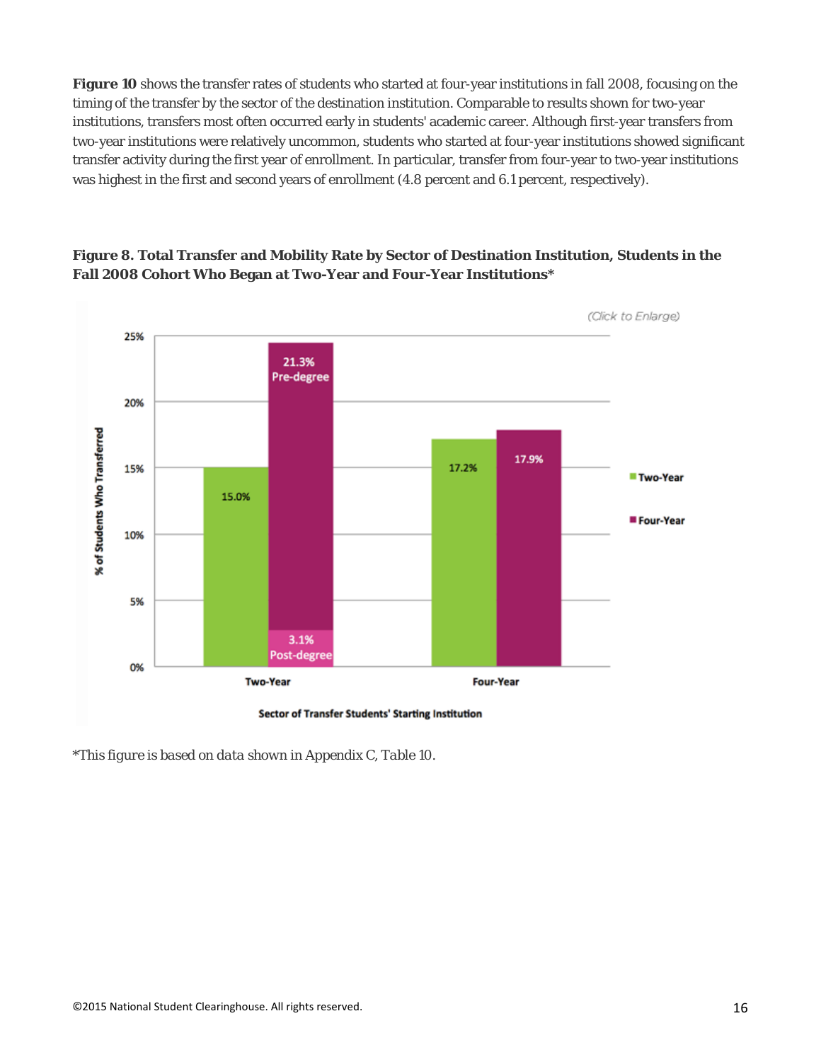**Figure 10** shows the transfer rates of students who started at four-year institutions in fall 2008, focusing on the timing of the transfer by the sector of the destination institution. Comparable to results shown for two-year institutions, transfers most often occurred early in students' academic career. Although first-year transfers from two-year institutions were relatively uncommon, students who started at four-year institutions showed significant transfer activity during the first year of enrollment. In particular, transfer from four-year to two-year institutions was highest in the first and second years of enrollment (4.8 percent and 6.1 percent, respectively).

**Figure 8. Total Transfer and Mobility Rate by Sector of Destination Institution, Students in the Fall 2008 Cohort Who Began at Two-Year and Four-Year Institutions***

(Click to Enlarge)

% of Students Who Transferred

25%
20%
15%
10%
5%
0%

21.3% Pre-degree
3.1% Post-degree
15.0%
17.2%
17.9%

Two-Year
Four-Year

Two-Year
Four-Year

Sector of Transfer Students' Starting Institution

*This figure is based on data shown in Appendix C, Table 10.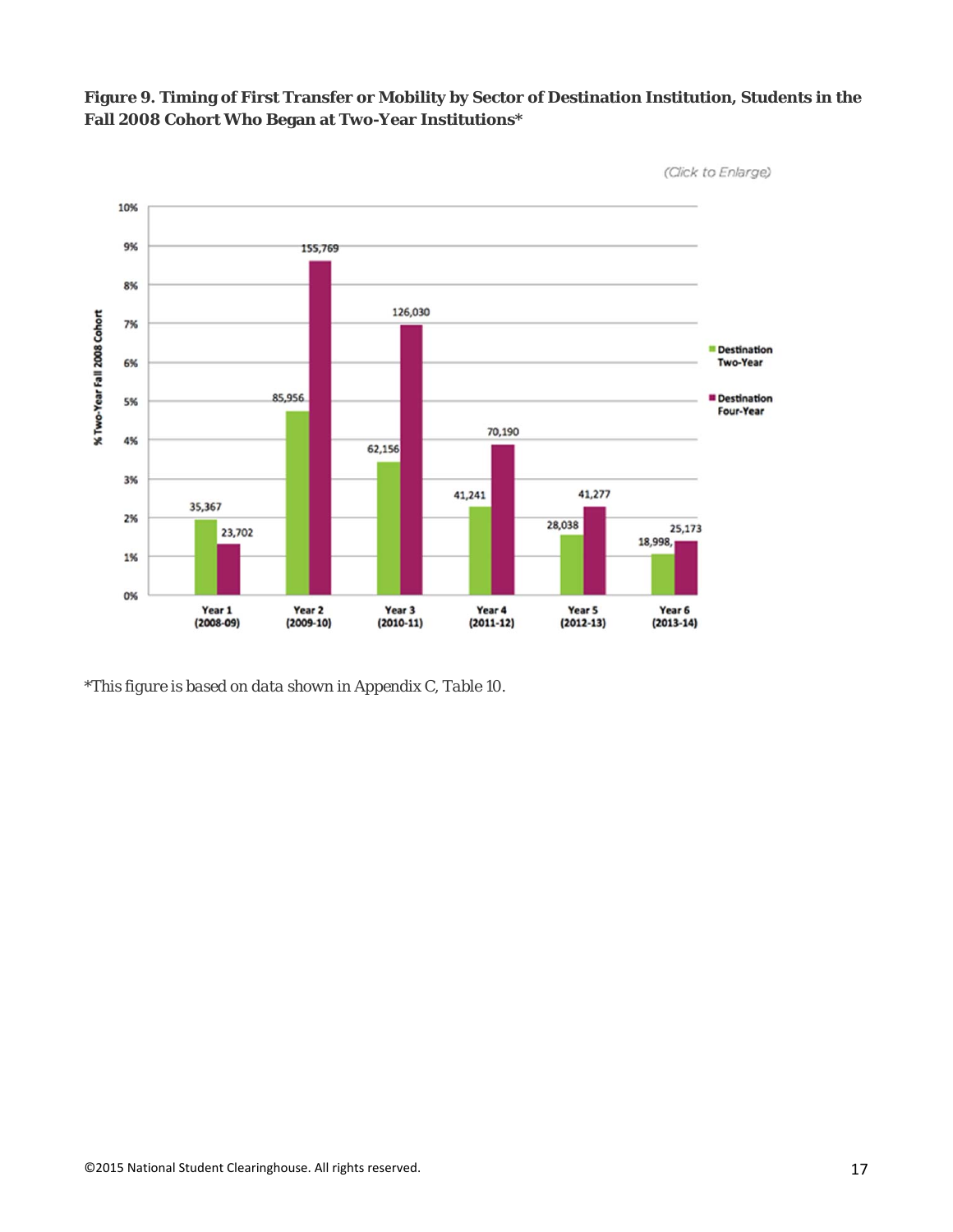**Figure 9. Timing of First Transfer or Mobility by Sector of Destination Institution, Students in the Fall 2008 Cohort Who Began at Two-Year Institutions***

(Click to Enlarge)

% Two-Year Fall 2008 Cohort

10%
9%
8%
7%
6%
5%
4%
3%
2%
1%
0%

Destination Two-Year
Destination Four-Year

Year 1 (2008-09): 35,367; 23,702
Year 2 (2009-10): 85,956; 155,769
Year 3 (2010-11): 62,156; 126,030
Year 4 (2011-12): 41,241; 70,190
Year 5 (2012-13): 28,038; 41,277
Year 6 (2013-14): 18,998; 25,173

*This figure is based on data shown in Appendix C, Table 10.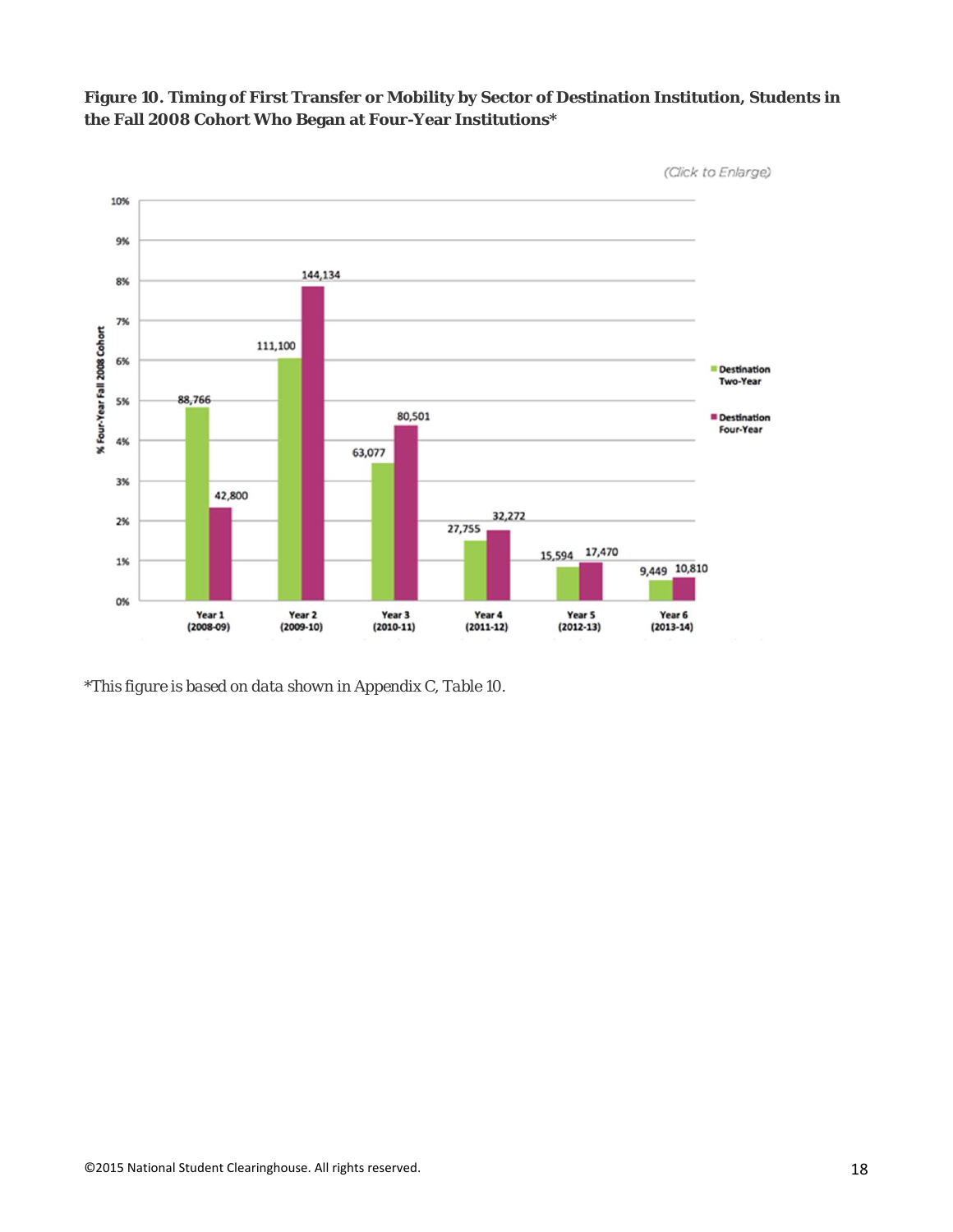**Figure 10. Timing of First Transfer or Mobility by Sector of Destination Institution, Students in the Fall 2008 Cohort Who Began at Four-Year Institutions***

(Click to Enlarge)

10%
9%
8%
7%
6%
5%
4%
3%
2%
1%
0%

% Four-Year Fall 2008 Cohort

88,766
42,800
111,100
144,134
63,077
80,501
27,755
32,272
15,594
17,470
9,449
10,810

Year 1 (2008-09)
Year 2 (2009-10)
Year 3 (2010-11)
Year 4 (2011-12)
Year 5 (2012-13)
Year 6 (2013-14)

Destination Two-Year
Destination Four-Year

*This figure is based on data shown in Appendix C, Table 10.

©2015 National Student Clearinghouse. All rights reserved.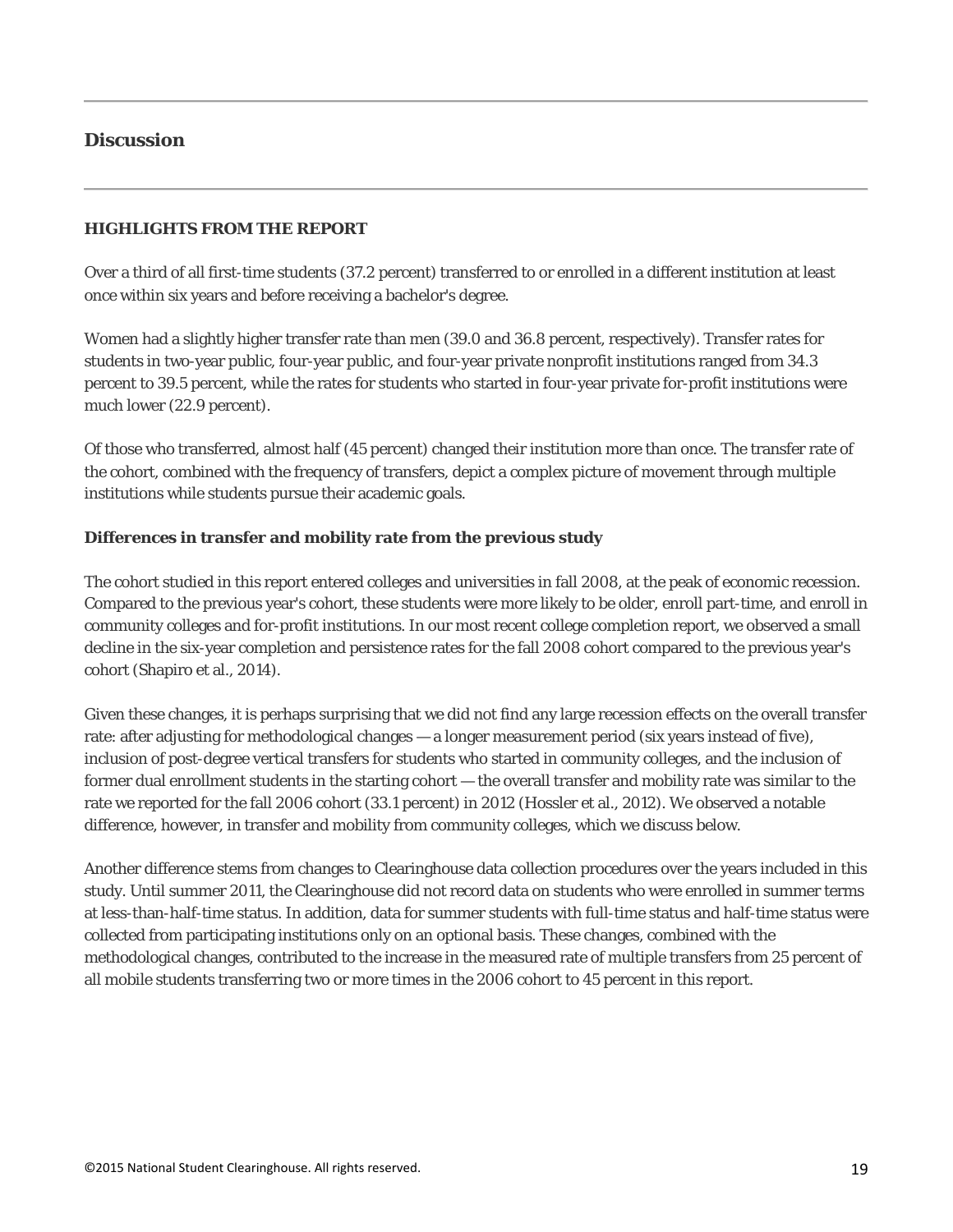## Discussion

### HIGHLIGHTS FROM THE REPORT

Over a third of all first-time students (37.2 percent) transferred to or enrolled in a different institution at least once within six years and before receiving a bachelor's degree.

Women had a slightly higher transfer rate than men (39.0 and 36.8 percent, respectively). Transfer rates for students in two-year public, four-year public, and four-year private nonprofit institutions ranged from 34.3 percent to 39.5 percent, while the rates for students who started in four-year private for-profit institutions were much lower (22.9 percent).

Of those who transferred, almost half (45 percent) changed their institution more than once. The transfer rate of the cohort, combined with the frequency of transfers, depict a complex picture of movement through multiple institutions while students pursue their academic goals.

**Differences in transfer and mobility rate from the previous study**

The cohort studied in this report entered colleges and universities in fall 2008, at the peak of economic recession. Compared to the previous year's cohort, these students were more likely to be older, enroll part-time, and enroll in community colleges and for-profit institutions. In our most recent college completion report, we observed a small decline in the six-year completion and persistence rates for the fall 2008 cohort compared to the previous year's cohort (Shapiro et al., 2014).

Given these changes, it is perhaps surprising that we did not find any large recession effects on the overall transfer rate: after adjusting for methodological changes — a longer measurement period (six years instead of five), inclusion of post-degree vertical transfers for students who started in community colleges, and the inclusion of former dual enrollment students in the starting cohort — the overall transfer and mobility rate was similar to the rate we reported for the fall 2006 cohort (33.1 percent) in 2012 (Hossler et al., 2012). We observed a notable difference, however, in transfer and mobility from community colleges, which we discuss below.

Another difference stems from changes to Clearinghouse data collection procedures over the years included in this study. Until summer 2011, the Clearinghouse did not record data on students who were enrolled in summer terms at less-than-half-time status. In addition, data for summer students with full-time status and half-time status were collected from participating institutions only on an optional basis. These changes, combined with the methodological changes, contributed to the increase in the measured rate of multiple transfers from 25 percent of all mobile students transferring two or more times in the 2006 cohort to 45 percent in this report.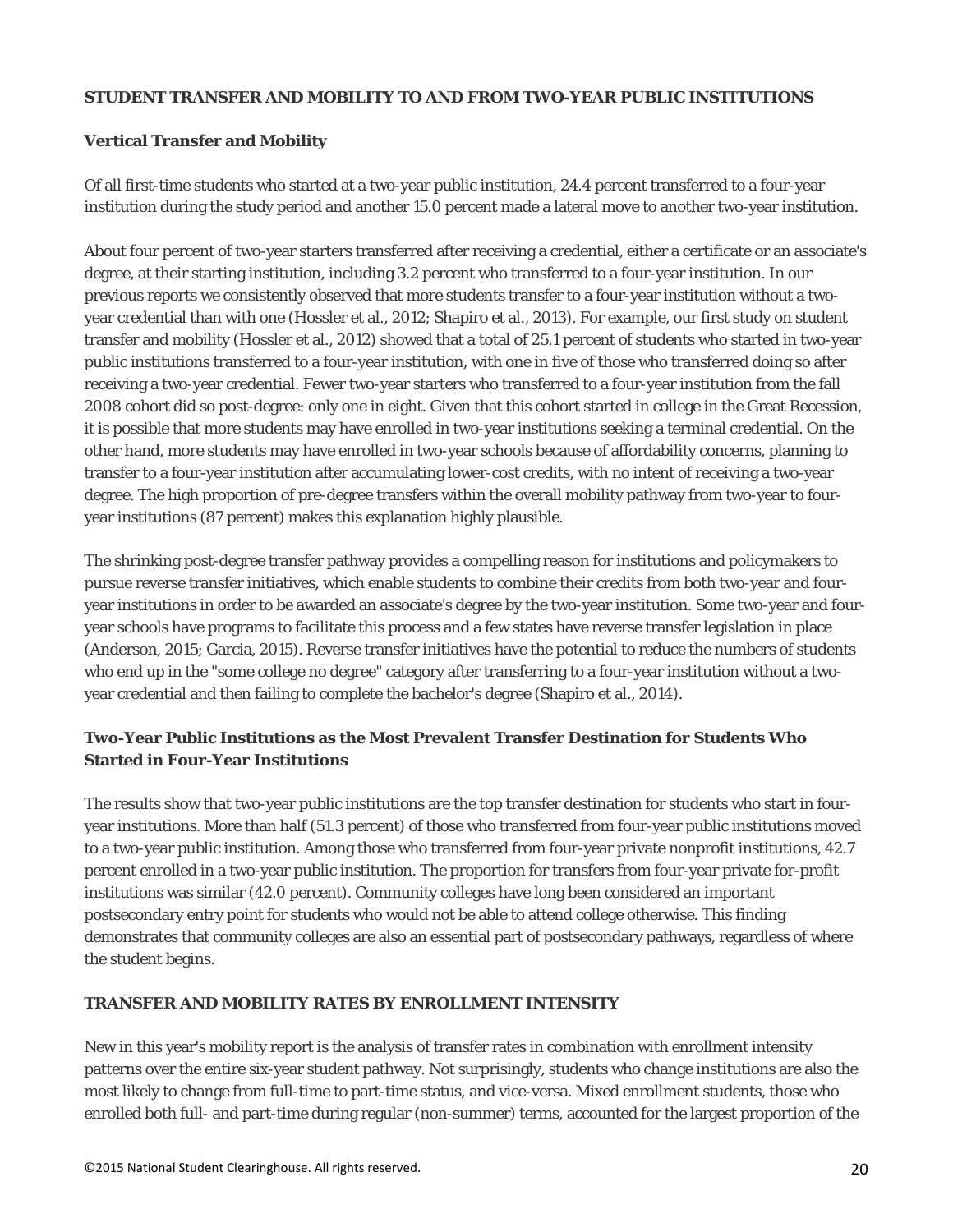## STUDENT TRANSFER AND MOBILITY TO AND FROM TWO-YEAR PUBLIC INSTITUTIONS

### Vertical Transfer and Mobility

Of all first-time students who started at a two-year public institution, 24.4 percent transferred to a four-year institution during the study period and another 15.0 percent made a lateral move to another two-year institution.

About four percent of two-year starters transferred after receiving a credential, either a certificate or an associate's degree, at their starting institution, including 3.2 percent who transferred to a four-year institution. In our previous reports we consistently observed that more students transfer to a four-year institution without a two-year credential than with one (Hossler et al., 2012; Shapiro et al., 2013). For example, our first study on student transfer and mobility (Hossler et al., 2012) showed that a total of 25.1 percent of students who started in two-year public institutions transferred to a four-year institution, with one in five of those who transferred doing so after receiving a two-year credential. Fewer two-year starters who transferred to a four-year institution from the fall 2008 cohort did so post-degree: only one in eight. Given that this cohort started in college in the Great Recession, it is possible that more students may have enrolled in two-year institutions seeking a terminal credential. On the other hand, more students may have enrolled in two-year schools because of affordability concerns, planning to transfer to a four-year institution after accumulating lower-cost credits, with no intent of receiving a two-year degree. The high proportion of pre-degree transfers within the overall mobility pathway from two-year to four-year institutions (87 percent) makes this explanation highly plausible.

The shrinking post-degree transfer pathway provides a compelling reason for institutions and policymakers to pursue reverse transfer initiatives, which enable students to combine their credits from both two-year and four-year institutions in order to be awarded an associate's degree by the two-year institution. Some two-year and four-year schools have programs to facilitate this process and a few states have reverse transfer legislation in place (Anderson, 2015; Garcia, 2015). Reverse transfer initiatives have the potential to reduce the numbers of students who end up in the "some college no degree" category after transferring to a four-year institution without a two-year credential and then failing to complete the bachelor's degree (Shapiro et al., 2014).

### Two-Year Public Institutions as the Most Prevalent Transfer Destination for Students Who Started in Four-Year Institutions

The results show that two-year public institutions are the top transfer destination for students who start in four-year institutions. More than half (51.3 percent) of those who transferred from four-year public institutions moved to a two-year public institution. Among those who transferred from four-year private nonprofit institutions, 42.7 percent enrolled in a two-year public institution. The proportion for transfers from four-year private for-profit institutions was similar (42.0 percent). Community colleges have long been considered an important postsecondary entry point for students who would not be able to attend college otherwise. This finding demonstrates that community colleges are also an essential part of postsecondary pathways, regardless of where the student begins.

## TRANSFER AND MOBILITY RATES BY ENROLLMENT INTENSITY

New in this year's mobility report is the analysis of transfer rates in combination with enrollment intensity patterns over the entire six-year student pathway. Not surprisingly, students who change institutions are also the most likely to change from full-time to part-time status, and vice-versa. Mixed enrollment students, those who enrolled both full- and part-time during regular (non-summer) terms, accounted for the largest proportion of the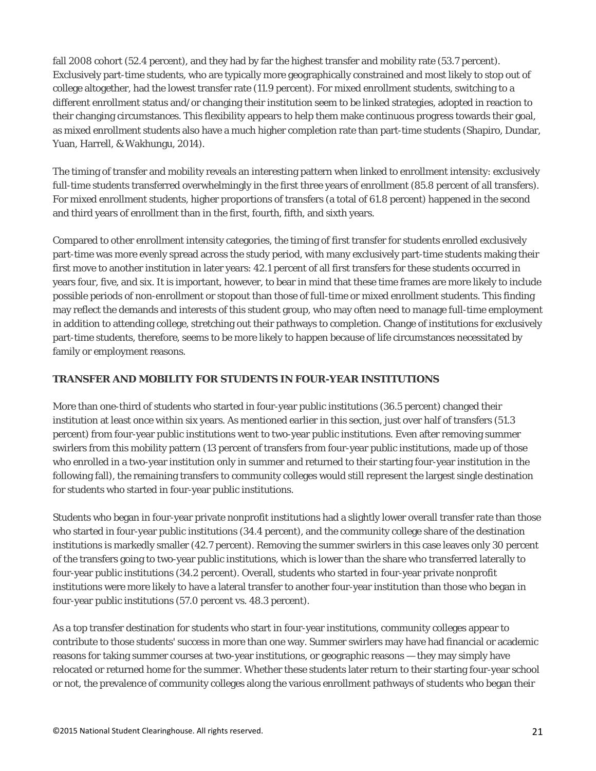fall 2008 cohort (52.4 percent), and they had by far the highest transfer and mobility rate (53.7 percent). Exclusively part-time students, who are typically more geographically constrained and most likely to stop out of college altogether, had the lowest transfer rate (11.9 percent). For mixed enrollment students, switching to a different enrollment status and/or changing their institution seem to be linked strategies, adopted in reaction to their changing circumstances. This flexibility appears to help them make continuous progress towards their goal, as mixed enrollment students also have a much higher completion rate than part-time students (Shapiro, Dundar, Yuan, Harrell, & Wakhungu, 2014).

The timing of transfer and mobility reveals an interesting pattern when linked to enrollment intensity: exclusively full-time students transferred overwhelmingly in the first three years of enrollment (85.8 percent of all transfers). For mixed enrollment students, higher proportions of transfers (a total of 61.8 percent) happened in the second and third years of enrollment than in the first, fourth, fifth, and sixth years.

Compared to other enrollment intensity categories, the timing of first transfer for students enrolled exclusively part-time was more evenly spread across the study period, with many exclusively part-time students making their first move to another institution in later years: 42.1 percent of all first transfers for these students occurred in years four, five, and six. It is important, however, to bear in mind that these time frames are more likely to include possible periods of non-enrollment or stopout than those of full-time or mixed enrollment students. This finding may reflect the demands and interests of this student group, who may often need to manage full-time employment in addition to attending college, stretching out their pathways to completion. Change of institutions for exclusively part-time students, therefore, seems to be more likely to happen because of life circumstances necessitated by family or employment reasons.

## TRANSFER AND MOBILITY FOR STUDENTS IN FOUR-YEAR INSTITUTIONS

More than one-third of students who started in four-year public institutions (36.5 percent) changed their institution at least once within six years. As mentioned earlier in this section, just over half of transfers (51.3 percent) from four-year public institutions went to two-year public institutions. Even after removing summer swirlers from this mobility pattern (13 percent of transfers from four-year public institutions, made up of those who enrolled in a two-year institution only in summer and returned to their starting four-year institution in the following fall), the remaining transfers to community colleges would still represent the largest single destination for students who started in four-year public institutions.

Students who began in four-year private nonprofit institutions had a slightly lower overall transfer rate than those who started in four-year public institutions (34.4 percent), and the community college share of the destination institutions is markedly smaller (42.7 percent). Removing the summer swirlers in this case leaves only 30 percent of the transfers going to two-year public institutions, which is lower than the share who transferred laterally to four-year public institutions (34.2 percent). Overall, students who started in four-year private nonprofit institutions were more likely to have a lateral transfer to another four-year institution than those who began in four-year public institutions (57.0 percent vs. 48.3 percent).

As a top transfer destination for students who start in four-year institutions, community colleges appear to contribute to those students' success in more than one way. Summer swirlers may have had financial or academic reasons for taking summer courses at two-year institutions, or geographic reasons — they may simply have relocated or returned home for the summer. Whether these students later return to their starting four-year school or not, the prevalence of community colleges along the various enrollment pathways of students who began their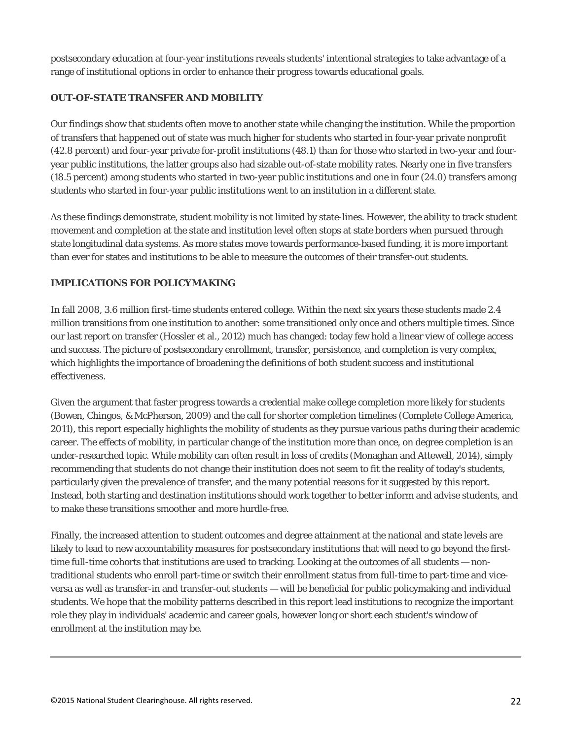postsecondary education at four-year institutions reveals students' intentional strategies to take advantage of a range of institutional options in order to enhance their progress towards educational goals.

**OUT-OF-STATE TRANSFER AND MOBILITY**

Our findings show that students often move to another state while changing the institution. While the proportion of transfers that happened out of state was much higher for students who started in four-year private nonprofit (42.8 percent) and four-year private for-profit institutions (48.1) than for those who started in two-year and four-year public institutions, the latter groups also had sizable out-of-state mobility rates. Nearly one in five transfers (18.5 percent) among students who started in two-year public institutions and one in four (24.0) transfers among students who started in four-year public institutions went to an institution in a different state.

As these findings demonstrate, student mobility is not limited by state-lines. However, the ability to track student movement and completion at the state and institution level often stops at state borders when pursued through state longitudinal data systems. As more states move towards performance-based funding, it is more important than ever for states and institutions to be able to measure the outcomes of their transfer-out students.

**IMPLICATIONS FOR POLICYMAKING**

In fall 2008, 3.6 million first-time students entered college. Within the next six years these students made 2.4 million transitions from one institution to another: some transitioned only once and others multiple times. Since our last report on transfer (Hossler et al., 2012) much has changed: today few hold a linear view of college access and success. The picture of postsecondary enrollment, transfer, persistence, and completion is very complex, which highlights the importance of broadening the definitions of both student success and institutional effectiveness.

Given the argument that faster progress towards a credential make college completion more likely for students (Bowen, Chingos, & McPherson, 2009) and the call for shorter completion timelines (Complete College America, 2011), this report especially highlights the mobility of students as they pursue various paths during their academic career. The effects of mobility, in particular change of the institution more than once, on degree completion is an under-researched topic. While mobility can often result in loss of credits (Monaghan and Attewell, 2014), simply recommending that students do not change their institution does not seem to fit the reality of today's students, particularly given the prevalence of transfer, and the many potential reasons for it suggested by this report. Instead, both starting and destination institutions should work together to better inform and advise students, and to make these transitions smoother and more hurdle-free.

Finally, the increased attention to student outcomes and degree attainment at the national and state levels are likely to lead to new accountability measures for postsecondary institutions that will need to go beyond the first-time full-time cohorts that institutions are used to tracking. Looking at the outcomes of all students — non-traditional students who enroll part-time or switch their enrollment status from full-time to part-time and vice-versa as well as transfer-in and transfer-out students — will be beneficial for public policymaking and individual students. We hope that the mobility patterns described in this report lead institutions to recognize the important role they play in individuals' academic and career goals, however long or short each student's window of enrollment at the institution may be.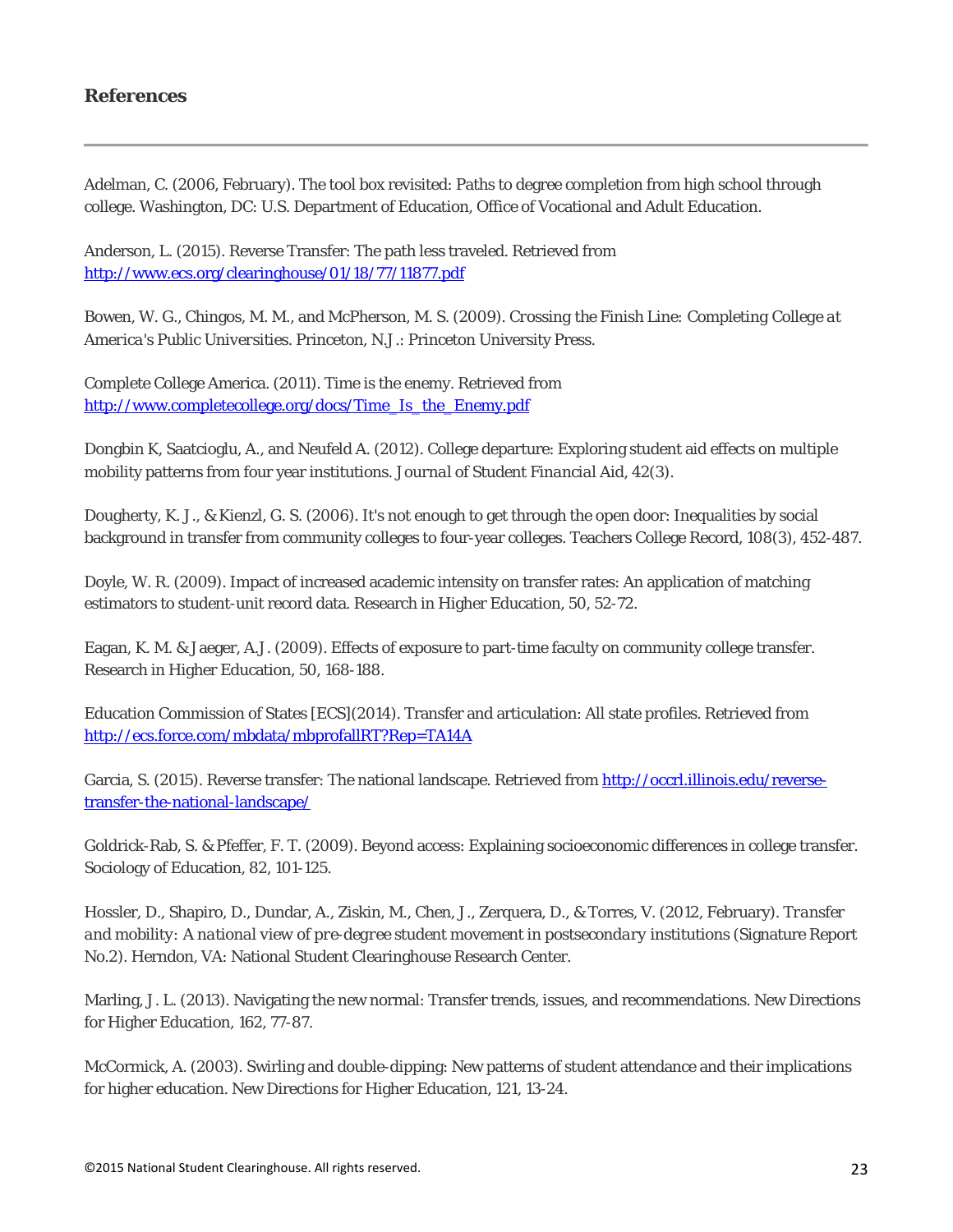## References

Adelman, C. (2006, February). The tool box revisited: Paths to degree completion from high school through college. Washington, DC: U.S. Department of Education, Office of Vocational and Adult Education.

Anderson, L. (2015). Reverse Transfer: The path less traveled. Retrieved from http://www.ecs.org/clearinghouse/01/18/77/11877.pdf

Bowen, W. G., Chingos, M. M., and McPherson, M. S. (2009). *Crossing the Finish Line: Completing College at America's Public Universities*. Princeton, N.J.: Princeton University Press.

Complete College America. (2011). Time is the enemy. Retrieved from http://www.completecollege.org/docs/Time_Is_the_Enemy.pdf

Dongbin K, Saatcioglu, A., and Neufeld A. (2012). College departure: Exploring student aid effects on multiple mobility patterns from four year institutions. *Journal of Student Financial Aid*, 42(3).

Dougherty, K. J., & Kienzl, G. S. (2006). It's not enough to get through the open door: Inequalities by social background in transfer from community colleges to four-year colleges. Teachers College Record, 108(3), 452-487.

Doyle, W. R. (2009). Impact of increased academic intensity on transfer rates: An application of matching estimators to student-unit record data. Research in Higher Education, 50, 52-72.

Eagan, K. M. & Jaeger, A.J. (2009). Effects of exposure to part-time faculty on community college transfer. Research in Higher Education, 50, 168-188.

Education Commission of States [ECS](2014). Transfer and articulation: All state profiles. Retrieved from http://ecs.force.com/mbdata/mbprofallRT?Rep=TA14A

Garcia, S. (2015). Reverse transfer: The national landscape. Retrieved from http://occrl.illinois.edu/reverse-transfer-the-national-landscape/

Goldrick-Rab, S. & Pfeffer, F. T. (2009). Beyond access: Explaining socioeconomic differences in college transfer. Sociology of Education, 82, 101-125.

Hossler, D., Shapiro, D., Dundar, A., Ziskin, M., Chen, J., Zerquera, D., & Torres, V. (2012, February). *Transfer and mobility: A national view of pre-degree student movement in postsecondary institutions* (Signature Report No.2). Herndon, VA: National Student Clearinghouse Research Center.

Marling, J. L. (2013). Navigating the new normal: Transfer trends, issues, and recommendations. New Directions for Higher Education, 162, 77-87.

McCormick, A. (2003). Swirling and double-dipping: New patterns of student attendance and their implications for higher education. New Directions for Higher Education, 121, 13-24.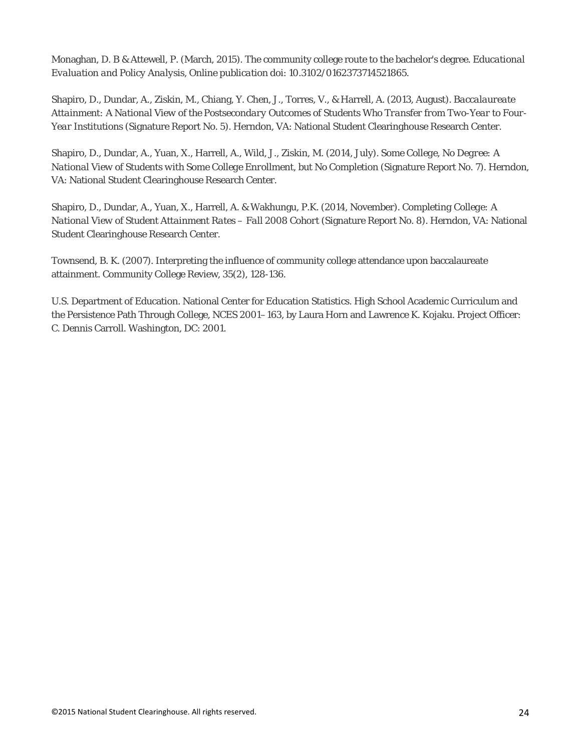Monaghan, D. B & Attewell, P. (March, 2015). The community college route to the bachelor's degree. *Educational Evaluation and Policy Analysis*, Online publication doi: 10.3102/0162373714521865.

Shapiro, D., Dundar, A., Ziskin, M., Chiang, Y. Chen, J., Torres, V., & Harrell, A. (2013, August). *Baccalaureate Attainment: A National View of the Postsecondary Outcomes of Students Who Transfer from Two-Year to Four-Year Institutions* (Signature Report No. 5). Herndon, VA: National Student Clearinghouse Research Center.

Shapiro, D., Dundar, A., Yuan, X., Harrell, A., Wild, J., Ziskin, M. (2014, July). *Some College, No Degree: A National View of Students with Some College Enrollment, but No Completion* (Signature Report No. 7). Herndon, VA: National Student Clearinghouse Research Center.

Shapiro, D., Dundar, A., Yuan, X., Harrell, A. & Wakhungu, P.K. (2014, November). *Completing College: A National View of Student Attainment Rates – Fall 2008 Cohort* (Signature Report No. 8). Herndon, VA: National Student Clearinghouse Research Center.

Townsend, B. K. (2007). Interpreting the influence of community college attendance upon baccalaureate attainment. Community College Review, 35(2), 128-136.

U.S. Department of Education. National Center for Education Statistics. High School Academic Curriculum and the Persistence Path Through College, NCES 2001–163, by Laura Horn and Lawrence K. Kojaku. Project Officer: C. Dennis Carroll. Washington, DC: 2001.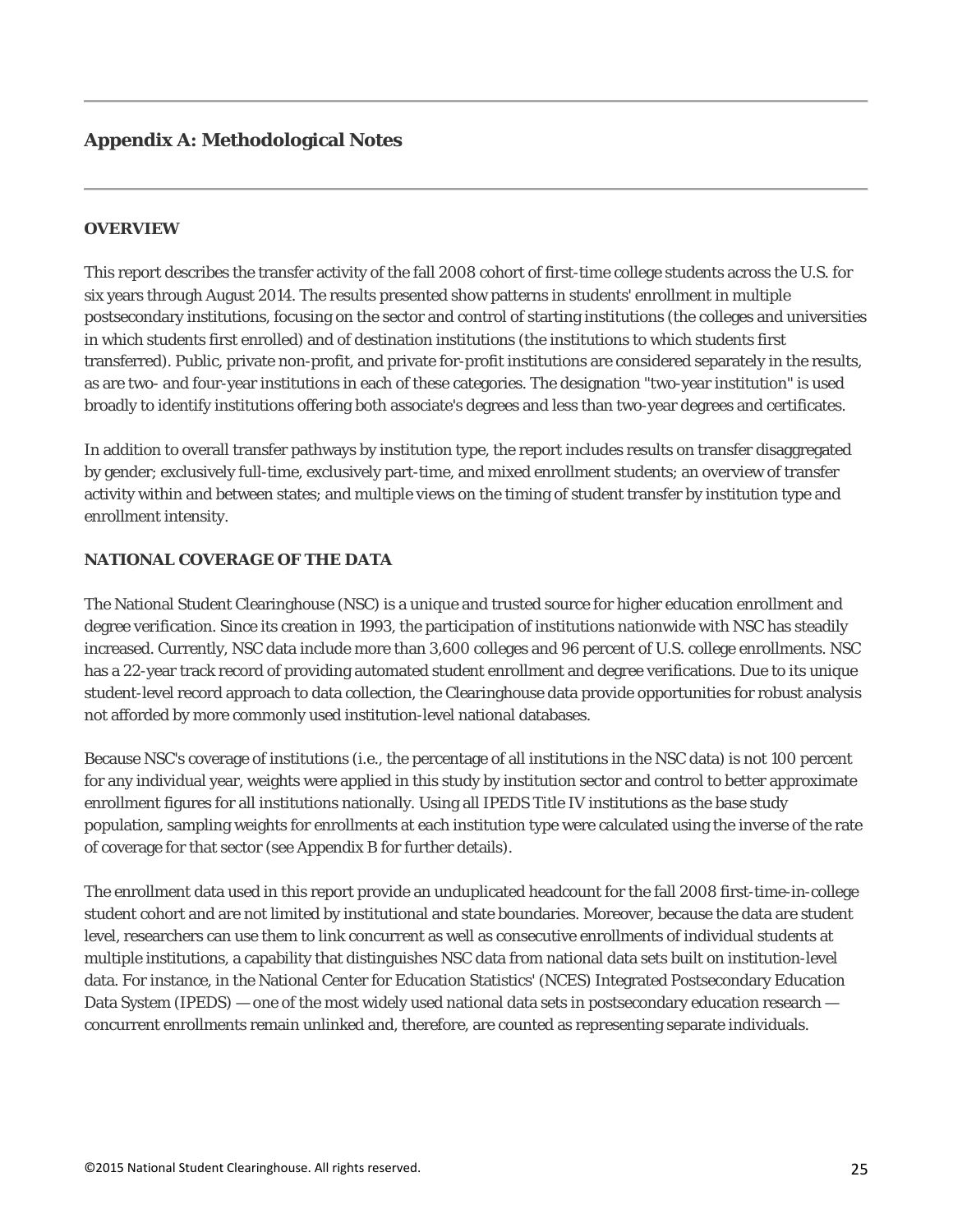## Appendix A: Methodological Notes

### OVERVIEW

This report describes the transfer activity of the fall 2008 cohort of first-time college students across the U.S. for six years through August 2014. The results presented show patterns in students' enrollment in multiple postsecondary institutions, focusing on the sector and control of starting institutions (the colleges and universities in which students first enrolled) and of destination institutions (the institutions to which students first transferred). Public, private non-profit, and private for-profit institutions are considered separately in the results, as are two- and four-year institutions in each of these categories. The designation "two-year institution" is used broadly to identify institutions offering both associate's degrees and less than two-year degrees and certificates.

In addition to overall transfer pathways by institution type, the report includes results on transfer disaggregated by gender; exclusively full-time, exclusively part-time, and mixed enrollment students; an overview of transfer activity within and between states; and multiple views on the timing of student transfer by institution type and enrollment intensity.

### NATIONAL COVERAGE OF THE DATA

The National Student Clearinghouse (NSC) is a unique and trusted source for higher education enrollment and degree verification. Since its creation in 1993, the participation of institutions nationwide with NSC has steadily increased. Currently, NSC data include more than 3,600 colleges and 96 percent of U.S. college enrollments. NSC has a 22-year track record of providing automated student enrollment and degree verifications. Due to its unique student-level record approach to data collection, the Clearinghouse data provide opportunities for robust analysis not afforded by more commonly used institution-level national databases.

Because NSC's coverage of institutions (i.e., the percentage of all institutions in the NSC data) is not 100 percent for any individual year, weights were applied in this study by institution sector and control to better approximate enrollment figures for all institutions nationally. Using all IPEDS Title IV institutions as the base study population, sampling weights for enrollments at each institution type were calculated using the inverse of the rate of coverage for that sector (see Appendix B for further details).

The enrollment data used in this report provide an unduplicated headcount for the fall 2008 first-time-in-college student cohort and are not limited by institutional and state boundaries. Moreover, because the data are student level, researchers can use them to link concurrent as well as consecutive enrollments of individual students at multiple institutions, a capability that distinguishes NSC data from national data sets built on institution-level data. For instance, in the National Center for Education Statistics' (NCES) Integrated Postsecondary Education Data System (IPEDS) — one of the most widely used national data sets in postsecondary education research — concurrent enrollments remain unlinked and, therefore, are counted as representing separate individuals.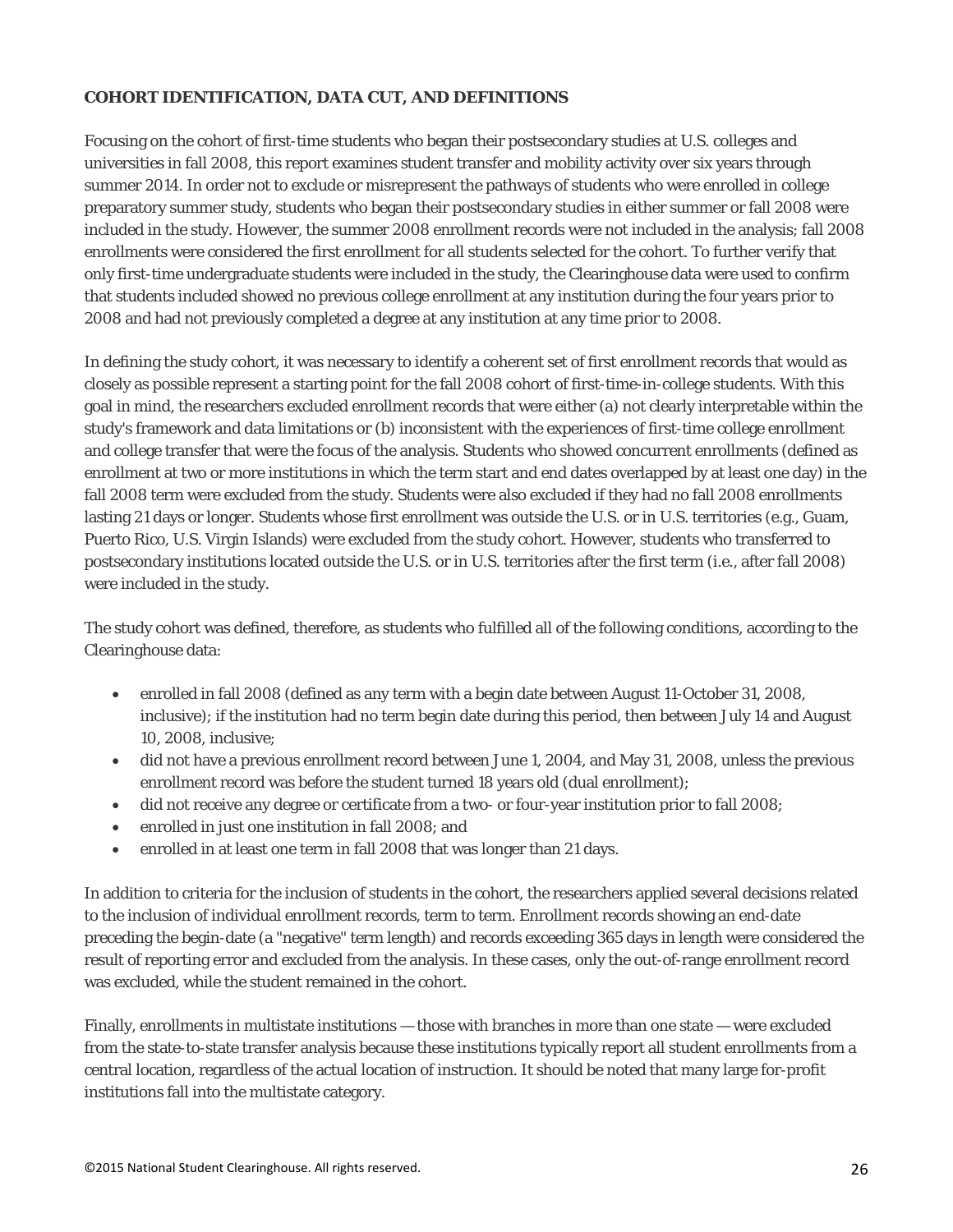## COHORT IDENTIFICATION, DATA CUT, AND DEFINITIONS

Focusing on the cohort of first-time students who began their postsecondary studies at U.S. colleges and universities in fall 2008, this report examines student transfer and mobility activity over six years through summer 2014. In order not to exclude or misrepresent the pathways of students who were enrolled in college preparatory summer study, students who began their postsecondary studies in either summer or fall 2008 were included in the study. However, the summer 2008 enrollment records were not included in the analysis; fall 2008 enrollments were considered the first enrollment for all students selected for the cohort. To further verify that only first-time undergraduate students were included in the study, the Clearinghouse data were used to confirm that students included showed no previous college enrollment at any institution during the four years prior to 2008 and had not previously completed a degree at any institution at any time prior to 2008.

In defining the study cohort, it was necessary to identify a coherent set of first enrollment records that would as closely as possible represent a starting point for the fall 2008 cohort of first-time-in-college students. With this goal in mind, the researchers excluded enrollment records that were either (a) not clearly interpretable within the study's framework and data limitations or (b) inconsistent with the experiences of first-time college enrollment and college transfer that were the focus of the analysis. Students who showed concurrent enrollments (defined as enrollment at two or more institutions in which the term start and end dates overlapped by at least one day) in the fall 2008 term were excluded from the study. Students were also excluded if they had no fall 2008 enrollments lasting 21 days or longer. Students whose first enrollment was outside the U.S. or in U.S. territories (e.g., Guam, Puerto Rico, U.S. Virgin Islands) were excluded from the study cohort. However, students who transferred to postsecondary institutions located outside the U.S. or in U.S. territories after the first term (i.e., after fall 2008) were included in the study.

The study cohort was defined, therefore, as students who fulfilled all of the following conditions, according to the Clearinghouse data:

- enrolled in fall 2008 (defined as any term with a begin date between August 11-October 31, 2008, inclusive); if the institution had no term begin date during this period, then between July 14 and August 10, 2008, inclusive;
- did not have a previous enrollment record between June 1, 2004, and May 31, 2008, unless the previous enrollment record was before the student turned 18 years old (dual enrollment);
- did not receive any degree or certificate from a two- or four-year institution prior to fall 2008;
- enrolled in just one institution in fall 2008; and
- enrolled in at least one term in fall 2008 that was longer than 21 days.

In addition to criteria for the inclusion of students in the cohort, the researchers applied several decisions related to the inclusion of individual enrollment records, term to term. Enrollment records showing an end-date preceding the begin-date (a "negative" term length) and records exceeding 365 days in length were considered the result of reporting error and excluded from the analysis. In these cases, only the out-of-range enrollment record was excluded, while the student remained in the cohort.

Finally, enrollments in multistate institutions — those with branches in more than one state — were excluded from the state-to-state transfer analysis because these institutions typically report all student enrollments from a central location, regardless of the actual location of instruction. It should be noted that many large for-profit institutions fall into the multistate category.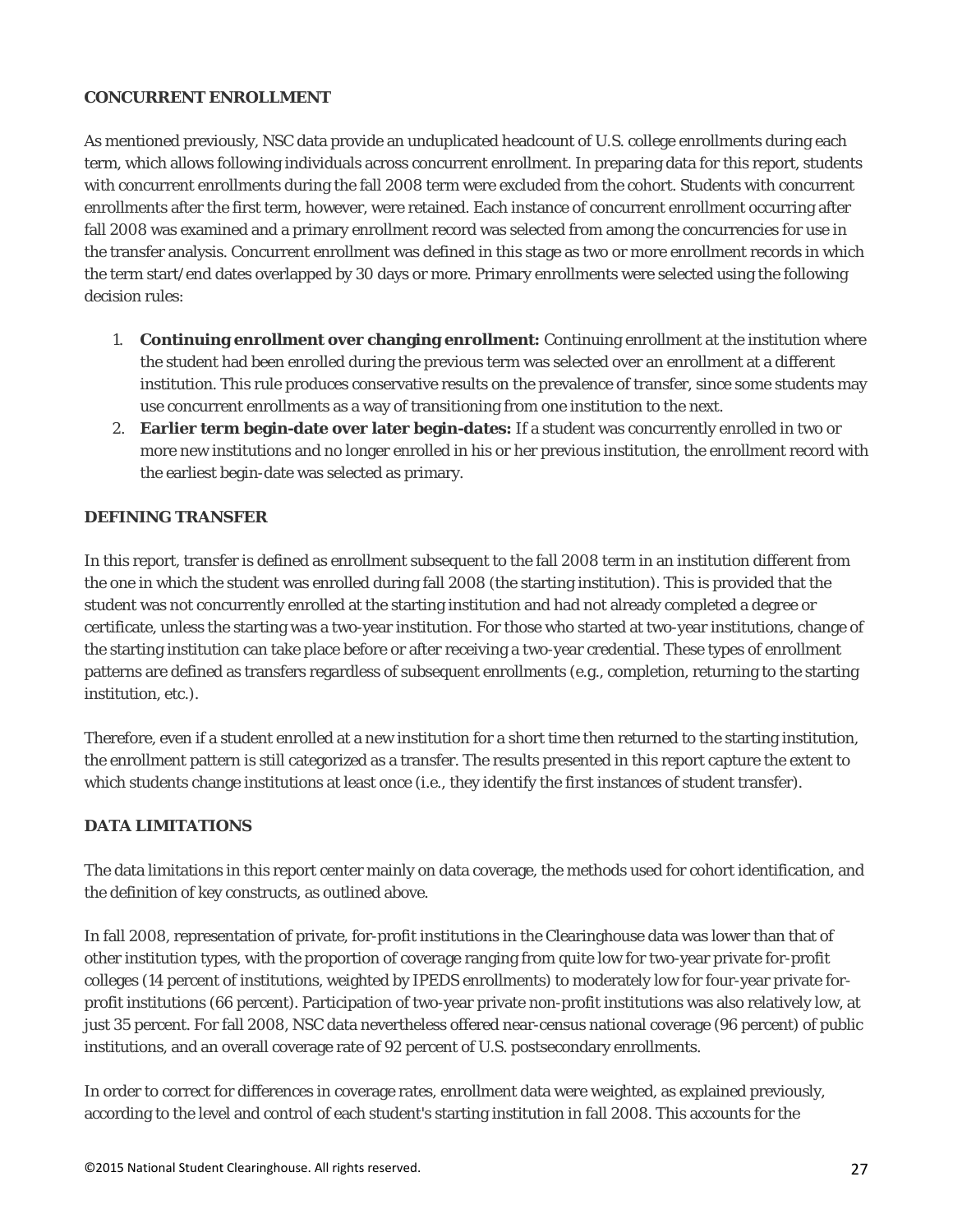### CONCURRENT ENROLLMENT

As mentioned previously, NSC data provide an unduplicated headcount of U.S. college enrollments during each term, which allows following individuals across concurrent enrollment. In preparing data for this report, students with concurrent enrollments during the fall 2008 term were excluded from the cohort. Students with concurrent enrollments after the first term, however, were retained. Each instance of concurrent enrollment occurring after fall 2008 was examined and a primary enrollment record was selected from among the concurrencies for use in the transfer analysis. Concurrent enrollment was defined in this stage as two or more enrollment records in which the term start/end dates overlapped by 30 days or more. Primary enrollments were selected using the following decision rules:

1. **Continuing enrollment over changing enrollment:** Continuing enrollment at the institution where the student had been enrolled during the previous term was selected over an enrollment at a different institution. This rule produces conservative results on the prevalence of transfer, since some students may use concurrent enrollments as a way of transitioning from one institution to the next.
2. **Earlier term begin-date over later begin-dates:** If a student was concurrently enrolled in two or more new institutions and no longer enrolled in his or her previous institution, the enrollment record with the earliest begin-date was selected as primary.

### DEFINING TRANSFER

In this report, transfer is defined as enrollment subsequent to the fall 2008 term in an institution different from the one in which the student was enrolled during fall 2008 (the starting institution). This is provided that the student was not concurrently enrolled at the starting institution and had not already completed a degree or certificate, unless the starting was a two-year institution. For those who started at two-year institutions, change of the starting institution can take place before or after receiving a two-year credential. These types of enrollment patterns are defined as transfers regardless of subsequent enrollments (e.g., completion, returning to the starting institution, etc.).

Therefore, even if a student enrolled at a new institution for a short time then returned to the starting institution, the enrollment pattern is still categorized as a transfer. The results presented in this report capture the extent to which students change institutions at least once (i.e., they identify the first instances of student transfer).

### DATA LIMITATIONS

The data limitations in this report center mainly on data coverage, the methods used for cohort identification, and the definition of key constructs, as outlined above.

In fall 2008, representation of private, for-profit institutions in the Clearinghouse data was lower than that of other institution types, with the proportion of coverage ranging from quite low for two-year private for-profit colleges (14 percent of institutions, weighted by IPEDS enrollments) to moderately low for four-year private for-profit institutions (66 percent). Participation of two-year private non-profit institutions was also relatively low, at just 35 percent. For fall 2008, NSC data nevertheless offered near-census national coverage (96 percent) of public institutions, and an overall coverage rate of 92 percent of U.S. postsecondary enrollments.

In order to correct for differences in coverage rates, enrollment data were weighted, as explained previously, according to the level and control of each student's starting institution in fall 2008. This accounts for the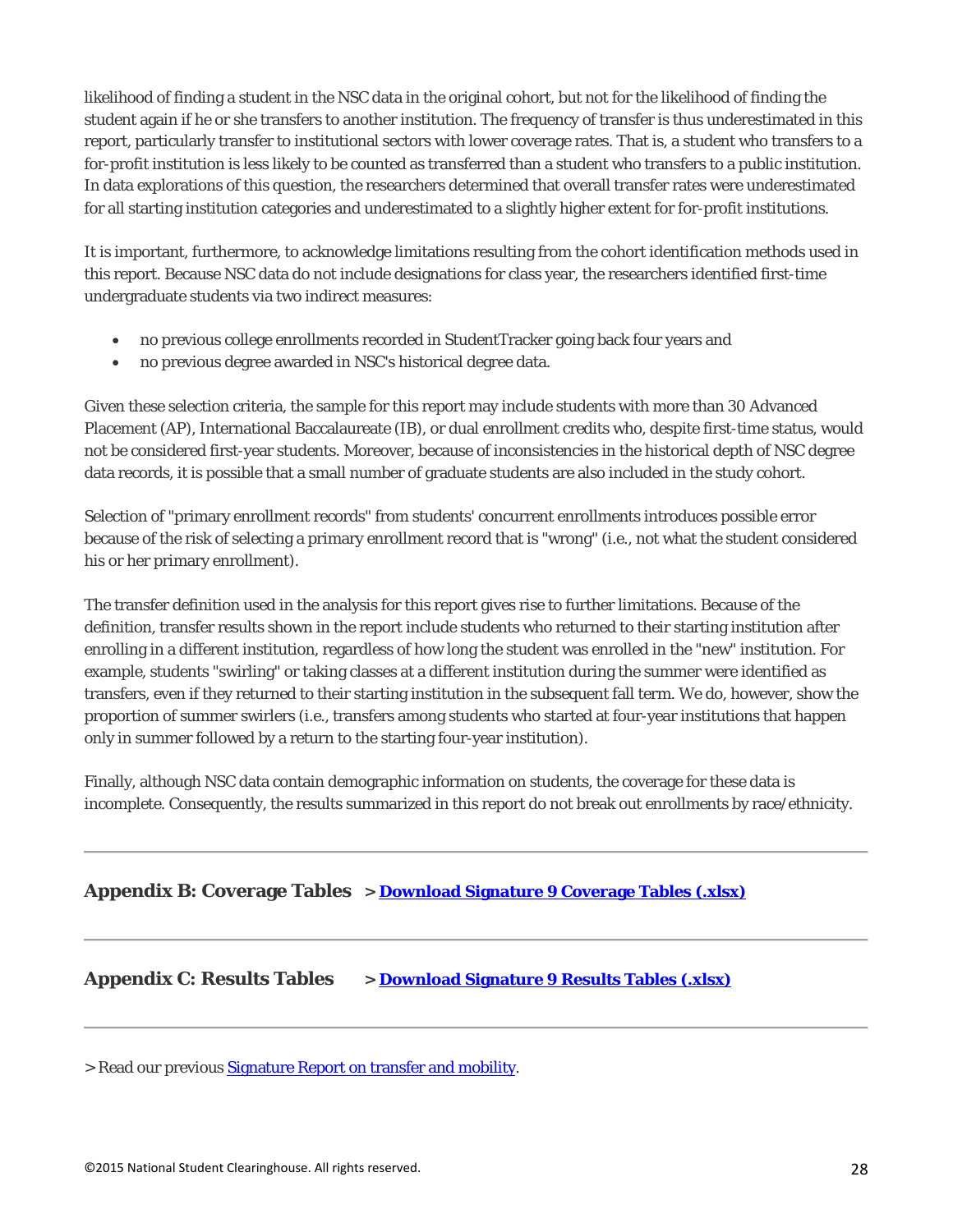likelihood of finding a student in the NSC data in the original cohort, but not for the likelihood of finding the student again if he or she transfers to another institution. The frequency of transfer is thus underestimated in this report, particularly transfer to institutional sectors with lower coverage rates. That is, a student who transfers to a for-profit institution is less likely to be counted as transferred than a student who transfers to a public institution. In data explorations of this question, the researchers determined that overall transfer rates were underestimated for all starting institution categories and underestimated to a slightly higher extent for for-profit institutions.

It is important, furthermore, to acknowledge limitations resulting from the cohort identification methods used in this report. Because NSC data do not include designations for class year, the researchers identified first-time undergraduate students via two indirect measures:

- no previous college enrollments recorded in StudentTracker going back four years and
- no previous degree awarded in NSC's historical degree data.

Given these selection criteria, the sample for this report may include students with more than 30 Advanced Placement (AP), International Baccalaureate (IB), or dual enrollment credits who, despite first-time status, would not be considered first-year students. Moreover, because of inconsistencies in the historical depth of NSC degree data records, it is possible that a small number of graduate students are also included in the study cohort.

Selection of "primary enrollment records" from students' concurrent enrollments introduces possible error because of the risk of selecting a primary enrollment record that is "wrong" (i.e., not what the student considered his or her primary enrollment).

The transfer definition used in the analysis for this report gives rise to further limitations. Because of the definition, transfer results shown in the report include students who returned to their starting institution after enrolling in a different institution, regardless of how long the student was enrolled in the "new" institution. For example, students "swirling" or taking classes at a different institution during the summer were identified as transfers, even if they returned to their starting institution in the subsequent fall term. We do, however, show the proportion of summer swirlers (i.e., transfers among students who started at four-year institutions that happen only in summer followed by a return to the starting four-year institution).

Finally, although NSC data contain demographic information on students, the coverage for these data is incomplete. Consequently, the results summarized in this report do not break out enrollments by race/ethnicity.

---

## Appendix B: Coverage Tables > **Download Signature 9 Coverage Tables (.xlsx)**

---

## Appendix C: Results Tables > **Download Signature 9 Results Tables (.xlsx)**

---

> Read our previous Signature Report on transfer and mobility.

©2015 National Student Clearinghouse. All rights reserved.